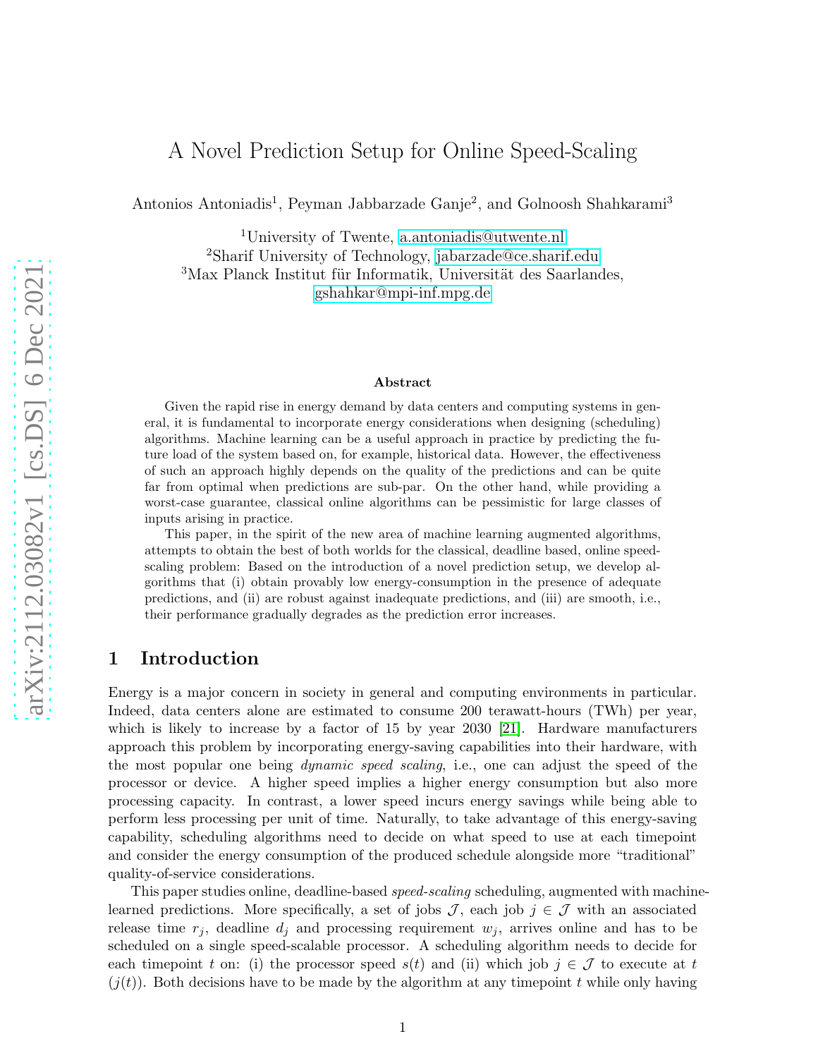# A Novel Prediction Setup for Online Speed-Scaling

Antonios Antoniadis[1], Peyman Jabbarzade Ganje[2], and Golnoosh Shahkarami[3]

[1]University of Twente, a.antoniadis@utwente.nl
[2]Sharif University of Technology, jabarzade@ce.sharif.edu
[3]Max Planck Institut für Informatik, Universität des Saarlandes, gshahkar@mpi-inf.mpg.de

### Abstract

Given the rapid rise in energy demand by data centers and computing systems in general, it is fundamental to incorporate energy considerations when designing (scheduling) algorithms. Machine learning can be a useful approach in practice by predicting the future load of the system based on, for example, historical data. However, the effectiveness of such an approach highly depends on the quality of the predictions and can be quite far from optimal when predictions are sub-par. On the other hand, while providing a worst-case guarantee, classical online algorithms can be pessimistic for large classes of inputs arising in practice.

This paper, in the spirit of the new area of machine learning augmented algorithms, attempts to obtain the best of both worlds for the classical, deadline based, online speed-scaling problem: Based on the introduction of a novel prediction setup, we develop algorithms that (i) obtain provably low energy-consumption in the presence of adequate predictions, and (ii) are robust against inadequate predictions, and (iii) are smooth, i.e., their performance gradually degrades as the prediction error increases.

## 1 Introduction

Energy is a major concern in society in general and computing environments in particular. Indeed, data centers alone are estimated to consume 200 terawatt-hours (TWh) per year, which is likely to increase by a factor of 15 by year 2030 [21]. Hardware manufacturers approach this problem by incorporating energy-saving capabilities into their hardware, with the most popular one being *dynamic speed scaling*, i.e., one can adjust the speed of the processor or device. A higher speed implies a higher energy consumption but also more processing capacity. In contrast, a lower speed incurs energy savings while being able to perform less processing per unit of time. Naturally, to take advantage of this energy-saving capability, scheduling algorithms need to decide on what speed to use at each timepoint and consider the energy consumption of the produced schedule alongside more "traditional" quality-of-service considerations.

This paper studies online, deadline-based *speed-scaling* scheduling, augmented with machine-learned predictions. More specifically, a set of jobs $\mathcal{J}$, each job $j \in \mathcal{J}$ with an associated release time $r_j$, deadline $d_j$ and processing requirement $w_j$, arrives online and has to be scheduled on a single speed-scalable processor. A scheduling algorithm needs to decide for each timepoint $t$ on: (i) the processor speed $s(t)$ and (ii) which job $j \in \mathcal{J}$ to execute at $t$ ($j(t)$). Both decisions have to be made by the algorithm at any timepoint $t$ while only having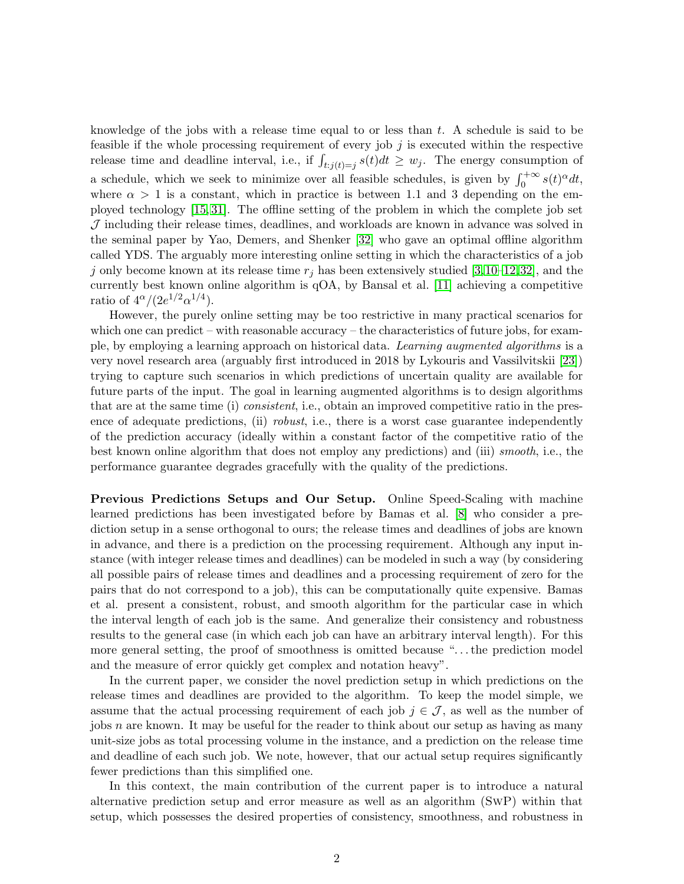knowledge of the jobs with a release time equal to or less than $t$. A schedule is said to be feasible if the whole processing requirement of every job $j$ is executed within the respective release time and deadline interval, i.e., if $\int_{t:j(t)=j} s(t)dt \geq w_j$. The energy consumption of a schedule, which we seek to minimize over all feasible schedules, is given by $\int_0^{+\infty} s(t)^\alpha dt$, where $\alpha > 1$ is a constant, which in practice is between 1.1 and 3 depending on the employed technology [15,31]. The offline setting of the problem in which the complete job set $\mathcal{J}$ including their release times, deadlines, and workloads are known in advance was solved in the seminal paper by Yao, Demers, and Shenker [32] who gave an optimal offline algorithm called YDS. The arguably more interesting online setting in which the characteristics of a job $j$ only become known at its release time $r_j$ has been extensively studied [3,10–12,32], and the currently best known online algorithm is qOA, by Bansal et al. [11] achieving a competitive ratio of $4^\alpha/(2e^{1/2}\alpha^{1/4})$.

However, the purely online setting may be too restrictive in many practical scenarios for which one can predict – with reasonable accuracy – the characteristics of future jobs, for example, by employing a learning approach on historical data. *Learning augmented algorithms* is a very novel research area (arguably first introduced in 2018 by Lykouris and Vassilvitskii [23]) trying to capture such scenarios in which predictions of uncertain quality are available for future parts of the input. The goal in learning augmented algorithms is to design algorithms that are at the same time (i) *consistent*, i.e., obtain an improved competitive ratio in the presence of adequate predictions, (ii) *robust*, i.e., there is a worst case guarantee independently of the prediction accuracy (ideally within a constant factor of the competitive ratio of the best known online algorithm that does not employ any predictions) and (iii) *smooth*, i.e., the performance guarantee degrades gracefully with the quality of the predictions.

**Previous Predictions Setups and Our Setup.** Online Speed-Scaling with machine learned predictions has been investigated before by Bamas et al. [8] who consider a prediction setup in a sense orthogonal to ours; the release times and deadlines of jobs are known in advance, and there is a prediction on the processing requirement. Although any input instance (with integer release times and deadlines) can be modeled in such a way (by considering all possible pairs of release times and deadlines and a processing requirement of zero for the pairs that do not correspond to a job), this can be computationally quite expensive. Bamas et al. present a consistent, robust, and smooth algorithm for the particular case in which the interval length of each job is the same. And generalize their consistency and robustness results to the general case (in which each job can have an arbitrary interval length). For this more general setting, the proof of smoothness is omitted because "...the prediction model and the measure of error quickly get complex and notation heavy".

In the current paper, we consider the novel prediction setup in which predictions on the release times and deadlines are provided to the algorithm. To keep the model simple, we assume that the actual processing requirement of each job $j \in \mathcal{J}$, as well as the number of jobs $n$ are known. It may be useful for the reader to think about our setup as having as many unit-size jobs as total processing volume in the instance, and a prediction on the release time and deadline of each such job. We note, however, that our actual setup requires significantly fewer predictions than this simplified one.

In this context, the main contribution of the current paper is to introduce a natural alternative prediction setup and error measure as well as an algorithm (SwP) within that setup, which possesses the desired properties of consistency, smoothness, and robustness in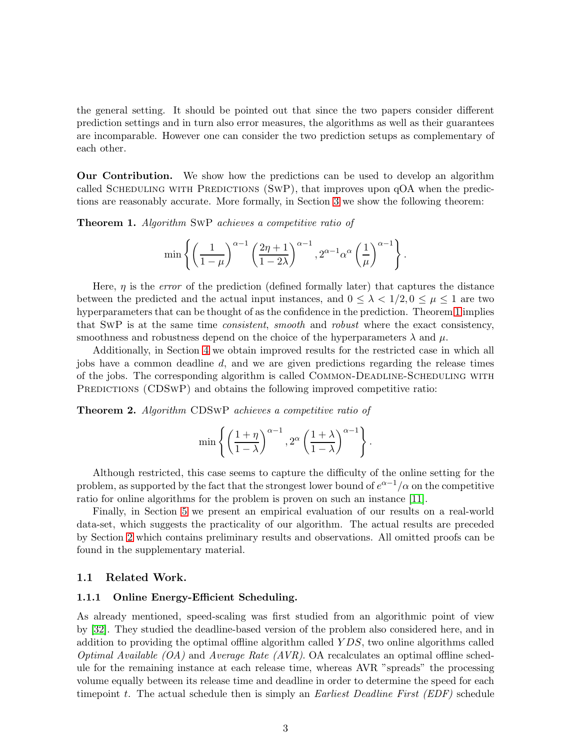the general setting. It should be pointed out that since the two papers consider different prediction settings and in turn also error measures, the algorithms as well as their guarantees are incomparable. However one can consider the two prediction setups as complementary of each other.

**Our Contribution.** We show how the predictions can be used to develop an algorithm called Scheduling with Predictions (SwP), that improves upon qOA when the predictions are reasonably accurate. More formally, in Section 3 we show the following theorem:

**Theorem 1.** *Algorithm* SwP *achieves a competitive ratio of*

$$\min\left\{\left(\frac{1}{1-\mu}\right)^{\alpha-1}\left(\frac{2\eta+1}{1-2\lambda}\right)^{\alpha-1}, 2^{\alpha-1}\alpha^{\alpha}\left(\frac{1}{\mu}\right)^{\alpha-1}\right\}.$$

Here, $\eta$ is the *error* of the prediction (defined formally later) that captures the distance between the predicted and the actual input instances, and $0 \leq \lambda < 1/2, 0 \leq \mu \leq 1$ are two hyperparameters that can be thought of as the confidence in the prediction. Theorem 1 implies that SwP is at the same time *consistent*, *smooth* and *robust* where the exact consistency, smoothness and robustness depend on the choice of the hyperparameters $\lambda$ and $\mu$.

Additionally, in Section 4 we obtain improved results for the restricted case in which all jobs have a common deadline $d$, and we are given predictions regarding the release times of the jobs. The corresponding algorithm is called Common-Deadline-Scheduling with Predictions (CDSwP) and obtains the following improved competitive ratio:

**Theorem 2.** *Algorithm* CDSwP *achieves a competitive ratio of*

$$\min\left\{\left(\frac{1+\eta}{1-\lambda}\right)^{\alpha-1}, 2^{\alpha}\left(\frac{1+\lambda}{1-\lambda}\right)^{\alpha-1}\right\}.$$

Although restricted, this case seems to capture the difficulty of the online setting for the problem, as supported by the fact that the strongest lower bound of $e^{\alpha-1}/\alpha$ on the competitive ratio for online algorithms for the problem is proven on such an instance [11].

Finally, in Section 5 we present an empirical evaluation of our results on a real-world data-set, which suggests the practicality of our algorithm. The actual results are preceded by Section 2 which contains preliminary results and observations. All omitted proofs can be found in the supplementary material.

## 1.1 Related Work.

### 1.1.1 Online Energy-Efficient Scheduling.

As already mentioned, speed-scaling was first studied from an algorithmic point of view by [32]. They studied the deadline-based version of the problem also considered here, and in addition to providing the optimal offline algorithm called $YDS$, two online algorithms called *Optimal Available (OA)* and *Average Rate (AVR)*. OA recalculates an optimal offline schedule for the remaining instance at each release time, whereas AVR "spreads" the processing volume equally between its release time and deadline in order to determine the speed for each timepoint $t$. The actual schedule then is simply an *Earliest Deadline First (EDF)* schedule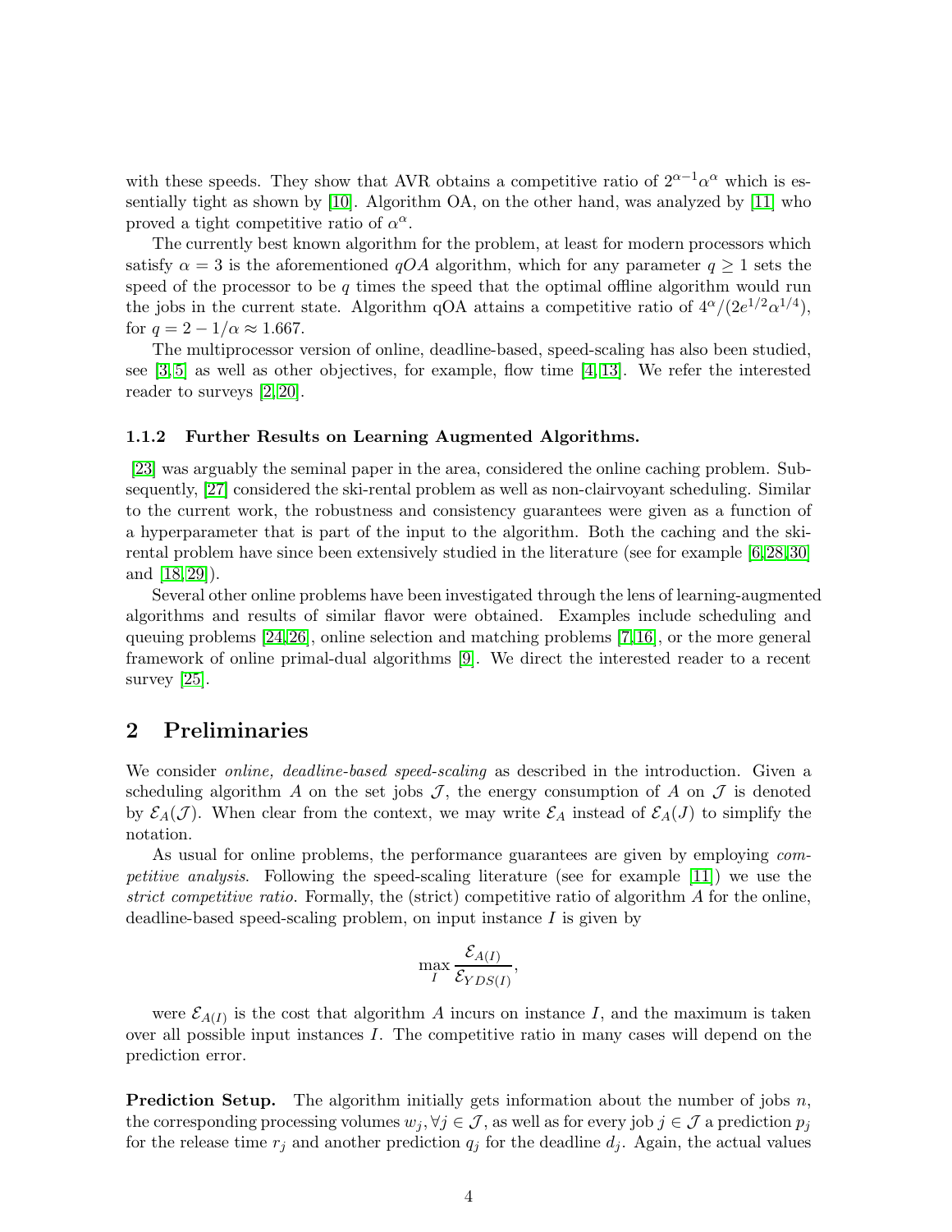with these speeds. They show that AVR obtains a competitive ratio of $2^{\alpha-1}\alpha^\alpha$ which is essentially tight as shown by [10]. Algorithm OA, on the other hand, was analyzed by [11] who proved a tight competitive ratio of $\alpha^\alpha$.

The currently best known algorithm for the problem, at least for modern processors which satisfy $\alpha = 3$ is the aforementioned $qOA$ algorithm, which for any parameter $q \geq 1$ sets the speed of the processor to be $q$ times the speed that the optimal offline algorithm would run the jobs in the current state. Algorithm qOA attains a competitive ratio of $4^\alpha/(2e^{1/2}\alpha^{1/4})$, for $q = 2 - 1/\alpha \approx 1.667$.

The multiprocessor version of online, deadline-based, speed-scaling has also been studied, see [3,5] as well as other objectives, for example, flow time [4,13]. We refer the interested reader to surveys [2,20].

#### 1.1.2 Further Results on Learning Augmented Algorithms.

[23] was arguably the seminal paper in the area, considered the online caching problem. Subsequently, [27] considered the ski-rental problem as well as non-clairvoyant scheduling. Similar to the current work, the robustness and consistency guarantees were given as a function of a hyperparameter that is part of the input to the algorithm. Both the caching and the ski-rental problem have since been extensively studied in the literature (see for example [6,28,30] and [18,29]).

Several other online problems have been investigated through the lens of learning-augmented algorithms and results of similar flavor were obtained. Examples include scheduling and queuing problems [24,26], online selection and matching problems [7,16], or the more general framework of online primal-dual algorithms [9]. We direct the interested reader to a recent survey [25].

## 2 Preliminaries

We consider *online, deadline-based speed-scaling* as described in the introduction. Given a scheduling algorithm $A$ on the set jobs $\mathcal{J}$, the energy consumption of $A$ on $\mathcal{J}$ is denoted by $\mathcal{E}_A(\mathcal{J})$. When clear from the context, we may write $\mathcal{E}_A$ instead of $\mathcal{E}_A(J)$ to simplify the notation.

As usual for online problems, the performance guarantees are given by employing *competitive analysis*. Following the speed-scaling literature (see for example [11]) we use the *strict competitive ratio*. Formally, the (strict) competitive ratio of algorithm $A$ for the online, deadline-based speed-scaling problem, on input instance $I$ is given by

$$\max_I \frac{\mathcal{E}_{A(I)}}{\mathcal{E}_{YDS(I)}},$$

were $\mathcal{E}_{A(I)}$ is the cost that algorithm $A$ incurs on instance $I$, and the maximum is taken over all possible input instances $I$. The competitive ratio in many cases will depend on the prediction error.

**Prediction Setup.** The algorithm initially gets information about the number of jobs $n$, the corresponding processing volumes $w_j, \forall j \in \mathcal{J}$, as well as for every job $j \in \mathcal{J}$ a prediction $p_j$ for the release time $r_j$ and another prediction $q_j$ for the deadline $d_j$. Again, the actual values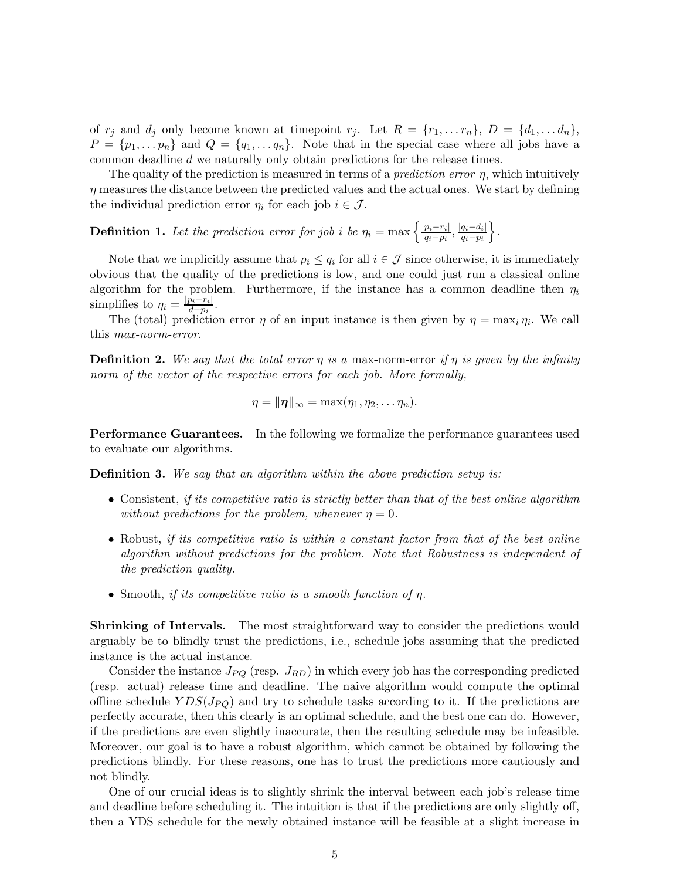of $r_j$ and $d_j$ only become known at timepoint $r_j$. Let $R = \{r_1, \dots r_n\}$, $D = \{d_1, \dots d_n\}$, $P = \{p_1, \dots p_n\}$ and $Q = \{q_1, \dots q_n\}$. Note that in the special case where all jobs have a common deadline $d$ we naturally only obtain predictions for the release times.

The quality of the prediction is measured in terms of a *prediction error* $\eta$, which intuitively $\eta$ measures the distance between the predicted values and the actual ones. We start by defining the individual prediction error $\eta_i$ for each job $i \in \mathcal{J}$.

**Definition 1.** *Let the prediction error for job $i$ be* $\eta_i = \max\left\{\frac{|p_i - r_i|}{q_i - p_i}, \frac{|q_i - d_i|}{q_i - p_i}\right\}$.

Note that we implicitly assume that $p_i \leq q_i$ for all $i \in \mathcal{J}$ since otherwise, it is immediately obvious that the quality of the predictions is low, and one could just run a classical online algorithm for the problem. Furthermore, if the instance has a common deadline then $\eta_i$ simplifies to $\eta_i = \frac{|p_i - r_i|}{d - p_i}$.

The (total) prediction error $\eta$ of an input instance is then given by $\eta = \max_i \eta_i$. We call this *max-norm-error*.

**Definition 2.** *We say that the total error $\eta$ is a* max-norm-error *if $\eta$ is given by the infinity norm of the vector of the respective errors for each job. More formally,*

$$\eta = \|\boldsymbol{\eta}\|_\infty = \max(\eta_1, \eta_2, \dots \eta_n).$$

**Performance Guarantees.** In the following we formalize the performance guarantees used to evaluate our algorithms.

**Definition 3.** *We say that an algorithm within the above prediction setup is:*

- Consistent, *if its competitive ratio is strictly better than that of the best online algorithm without predictions for the problem, whenever $\eta = 0$.*
- Robust, *if its competitive ratio is within a constant factor from that of the best online algorithm without predictions for the problem. Note that Robustness is independent of the prediction quality.*
- Smooth, *if its competitive ratio is a smooth function of $\eta$.*

**Shrinking of Intervals.** The most straightforward way to consider the predictions would arguably be to blindly trust the predictions, i.e., schedule jobs assuming that the predicted instance is the actual instance.

Consider the instance $J_{PQ}$ (resp. $J_{RD}$) in which every job has the corresponding predicted (resp. actual) release time and deadline. The naive algorithm would compute the optimal offline schedule $YDS(J_{PQ})$ and try to schedule tasks according to it. If the predictions are perfectly accurate, then this clearly is an optimal schedule, and the best one can do. However, if the predictions are even slightly inaccurate, then the resulting schedule may be infeasible. Moreover, our goal is to have a robust algorithm, which cannot be obtained by following the predictions blindly. For these reasons, one has to trust the predictions more cautiously and not blindly.

One of our crucial ideas is to slightly shrink the interval between each job's release time and deadline before scheduling it. The intuition is that if the predictions are only slightly off, then a YDS schedule for the newly obtained instance will be feasible at a slight increase in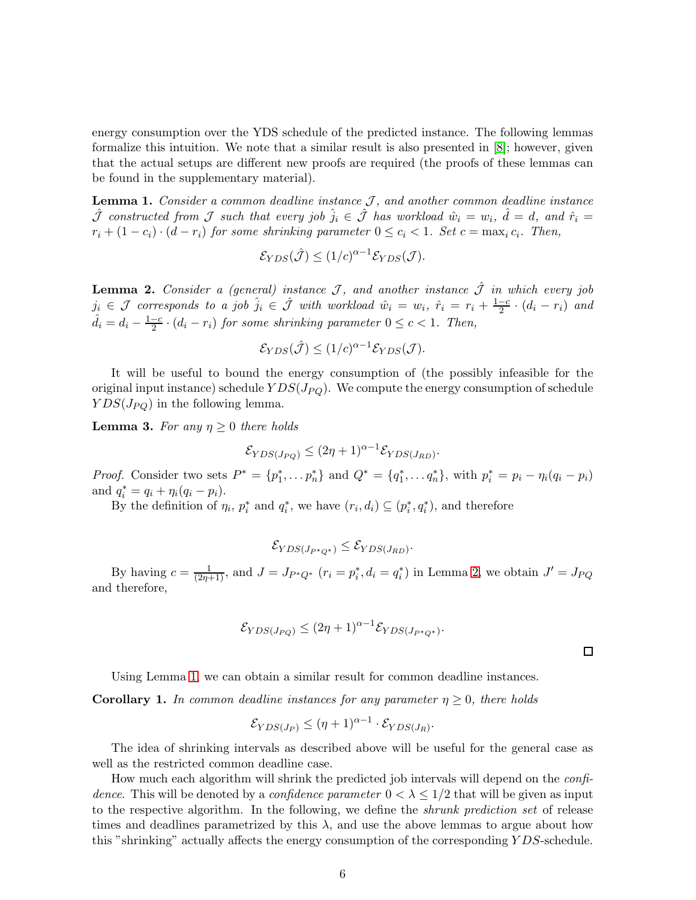energy consumption over the YDS schedule of the predicted instance. The following lemmas formalize this intuition. We note that a similar result is also presented in [8]; however, given that the actual setups are different new proofs are required (the proofs of these lemmas can be found in the supplementary material).

**Lemma 1.** *Consider a common deadline instance $\mathcal{J}$, and another common deadline instance $\hat{\mathcal{J}}$ constructed from $\mathcal{J}$ such that every job $\hat{j}_i \in \hat{\mathcal{J}}$ has workload $\hat{w}_i = w_i$, $\hat{d} = d$, and $\hat{r}_i = r_i + (1 - c_i) \cdot (d - r_i)$ for some shrinking parameter $0 \le c_i < 1$. Set $c = \max_i c_i$. Then,*

$$\mathcal{E}_{YDS}(\hat{\mathcal{J}}) \le (1/c)^{\alpha-1} \mathcal{E}_{YDS}(\mathcal{J}).$$

**Lemma 2.** *Consider a (general) instance $\mathcal{J}$, and another instance $\hat{\mathcal{J}}$ in which every job $j_i \in \mathcal{J}$ corresponds to a job $\hat{j}_i \in \hat{\mathcal{J}}$ with workload $\hat{w}_i = w_i$, $\hat{r}_i = r_i + \frac{1-c}{2} \cdot (d_i - r_i)$ and $\hat{d}_i = d_i - \frac{1-c}{2} \cdot (d_i - r_i)$ for some shrinking parameter $0 \le c < 1$. Then,*

$$\mathcal{E}_{YDS}(\hat{\mathcal{J}}) \le (1/c)^{\alpha-1} \mathcal{E}_{YDS}(\mathcal{J}).$$

It will be useful to bound the energy consumption of (the possibly infeasible for the original input instance) schedule $YDS(J_{PQ})$. We compute the energy consumption of schedule $YDS(J_{PQ})$ in the following lemma.

**Lemma 3.** *For any $\eta \ge 0$ there holds*

$$\mathcal{E}_{YDS(J_{PQ})} \le (2\eta + 1)^{\alpha-1} \mathcal{E}_{YDS(J_{RD})}.$$

*Proof.* Consider two sets $P^* = \{p_1^*, \dots p_n^*\}$ and $Q^* = \{q_1^*, \dots q_n^*\}$, with $p_i^* = p_i - \eta_i(q_i - p_i)$ and $q_i^* = q_i + \eta_i(q_i - p_i)$.

By the definition of $\eta_i$, $p_i^*$ and $q_i^*$, we have $(r_i, d_i) \subseteq (p_i^*, q_i^*)$, and therefore

$$\mathcal{E}_{YDS(J_{P^*Q^*})} \le \mathcal{E}_{YDS(J_{RD})}.$$

By having $c = \frac{1}{(2\eta+1)}$, and $J = J_{P^*Q^*}$ ($r_i = p_i^*, d_i = q_i^*$) in Lemma 2, we obtain $J' = J_{PQ}$ and therefore,

$$\mathcal{E}_{YDS(J_{PQ})} \le (2\eta + 1)^{\alpha-1} \mathcal{E}_{YDS(J_{P^*Q^*})}.$$

□

Using Lemma 1, we can obtain a similar result for common deadline instances.

**Corollary 1.** *In common deadline instances for any parameter $\eta \ge 0$, there holds*

$$\mathcal{E}_{YDS(J_P)} \le (\eta + 1)^{\alpha-1} \cdot \mathcal{E}_{YDS(J_R)}.$$

The idea of shrinking intervals as described above will be useful for the general case as well as the restricted common deadline case.

How much each algorithm will shrink the predicted job intervals will depend on the *confidence*. This will be denoted by a *confidence parameter* $0 < \lambda \le 1/2$ that will be given as input to the respective algorithm. In the following, we define the *shrunk prediction set* of release times and deadlines parametrized by this $\lambda$, and use the above lemmas to argue about how this "shrinking" actually affects the energy consumption of the corresponding $YDS$-schedule.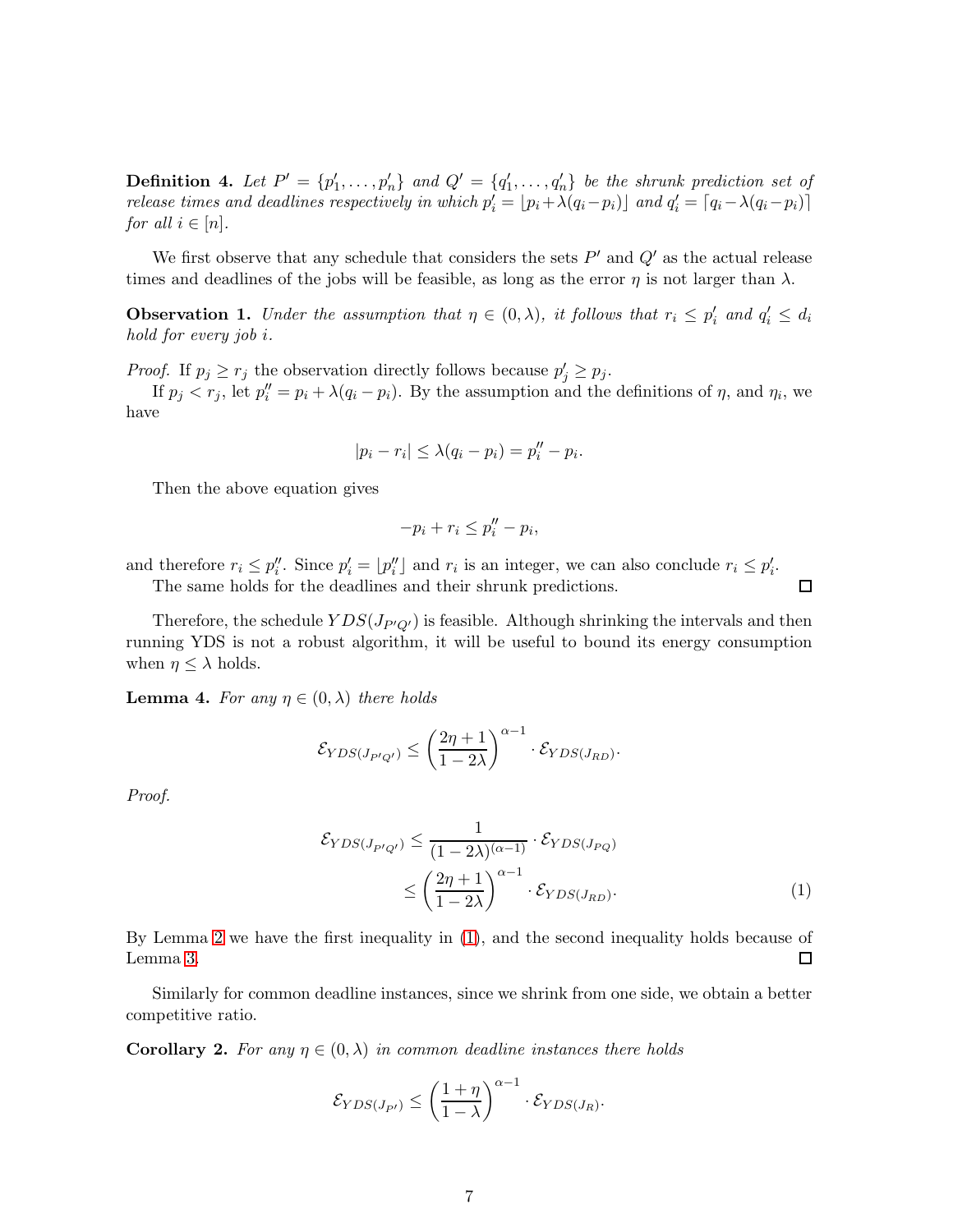**Definition 4.** *Let $P' = \{p'_1, \ldots, p'_n\}$ and $Q' = \{q'_1, \ldots, q'_n\}$ be the shrunk prediction set of release times and deadlines respectively in which $p'_i = \lfloor p_i + \lambda(q_i - p_i) \rfloor$ and $q'_i = \lceil q_i - \lambda(q_i - p_i) \rceil$ for all $i \in [n]$.*

We first observe that any schedule that considers the sets $P'$ and $Q'$ as the actual release times and deadlines of the jobs will be feasible, as long as the error $\eta$ is not larger than $\lambda$.

**Observation 1.** *Under the assumption that $\eta \in (0, \lambda)$, it follows that $r_i \leq p'_i$ and $q'_i \leq d_i$ hold for every job $i$.*

*Proof.* If $p_j \geq r_j$ the observation directly follows because $p'_j \geq p_j$.

If $p_j < r_j$, let $p''_i = p_i + \lambda(q_i - p_i)$. By the assumption and the definitions of $\eta$, and $\eta_i$, we have

$$|p_i - r_i| \leq \lambda(q_i - p_i) = p''_i - p_i.$$

Then the above equation gives

$$-p_i + r_i \leq p''_i - p_i,$$

and therefore $r_i \leq p''_i$. Since $p'_i = \lfloor p''_i \rfloor$ and $r_i$ is an integer, we can also conclude $r_i \leq p'_i$.

The same holds for the deadlines and their shrunk predictions. □

Therefore, the schedule $YDS(J_{P'Q'})$ is feasible. Although shrinking the intervals and then running YDS is not a robust algorithm, it will be useful to bound its energy consumption when $\eta \leq \lambda$ holds.

**Lemma 4.** *For any $\eta \in (0, \lambda)$ there holds*

$$\mathcal{E}_{YDS(J_{P'Q'})} \leq \left(\frac{2\eta + 1}{1 - 2\lambda}\right)^{\alpha - 1} \cdot \mathcal{E}_{YDS(J_{RD})}.$$

*Proof.*

$$\begin{aligned} \mathcal{E}_{YDS(J_{P'Q'})} &\leq \frac{1}{(1 - 2\lambda)^{(\alpha-1)}} \cdot \mathcal{E}_{YDS(J_{PQ})} \\ &\leq \left(\frac{2\eta + 1}{1 - 2\lambda}\right)^{\alpha - 1} \cdot \mathcal{E}_{YDS(J_{RD})}. \end{aligned} \tag{1}$$

By Lemma 2 we have the first inequality in (1), and the second inequality holds because of Lemma 3. □

Similarly for common deadline instances, since we shrink from one side, we obtain a better competitive ratio.

**Corollary 2.** *For any $\eta \in (0, \lambda)$ in common deadline instances there holds*

$$\mathcal{E}_{YDS(J_{P'})} \leq \left(\frac{1 + \eta}{1 - \lambda}\right)^{\alpha - 1} \cdot \mathcal{E}_{YDS(J_R)}.$$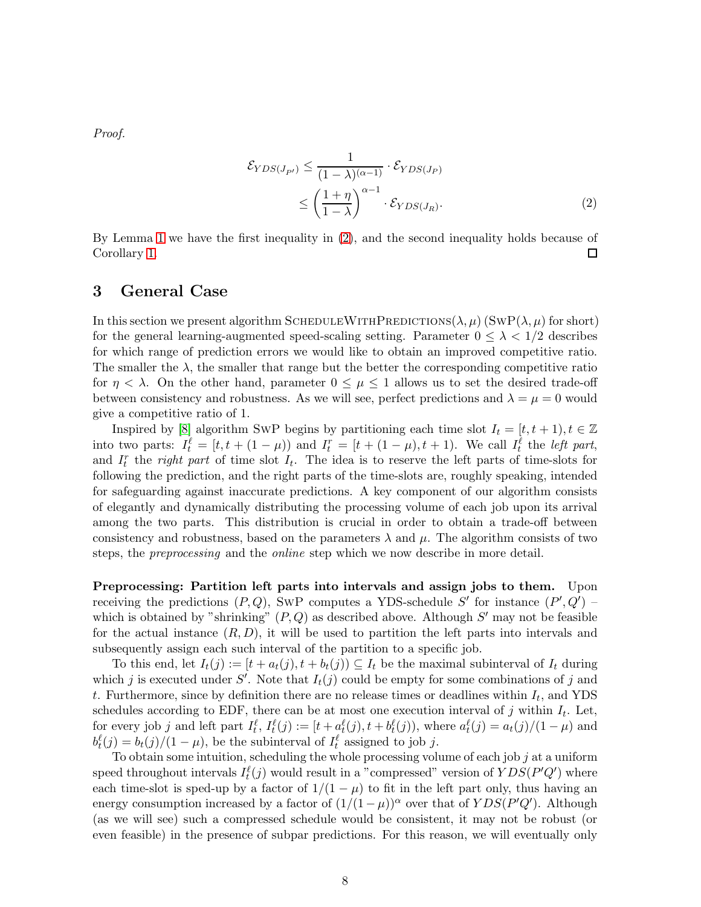*Proof.*

$$\mathcal{E}_{YDS(J_{P'})} \le \frac{1}{(1-\lambda)^{(\alpha-1)}} \cdot \mathcal{E}_{YDS(J_P)} \le \left(\frac{1+\eta}{1-\lambda}\right)^{\alpha-1} \cdot \mathcal{E}_{YDS(J_R)}. \tag{2}$$

By Lemma 1 we have the first inequality in (2), and the second inequality holds because of Corollary 1. □

## 3 General Case

In this section we present algorithm SCHEDULEWITHPREDICTIONS($\lambda, \mu$) (SWP($\lambda, \mu$) for short) for the general learning-augmented speed-scaling setting. Parameter $0 \le \lambda < 1/2$ describes for which range of prediction errors we would like to obtain an improved competitive ratio. The smaller the $\lambda$, the smaller that range but the better the corresponding competitive ratio for $\eta < \lambda$. On the other hand, parameter $0 \le \mu \le 1$ allows us to set the desired trade-off between consistency and robustness. As we will see, perfect predictions and $\lambda = \mu = 0$ would give a competitive ratio of 1.

Inspired by [8] algorithm SWP begins by partitioning each time slot $I_t = [t, t+1), t \in \mathbb{Z}$ into two parts: $I_t^\ell = [t, t+(1-\mu))$ and $I_t^r = [t+(1-\mu), t+1)$. We call $I_t^\ell$ the *left part*, and $I_t^r$ the *right part* of time slot $I_t$. The idea is to reserve the left parts of time-slots for following the prediction, and the right parts of the time-slots are, roughly speaking, intended for safeguarding against inaccurate predictions. A key component of our algorithm consists of elegantly and dynamically distributing the processing volume of each job upon its arrival among the two parts. This distribution is crucial in order to obtain a trade-off between consistency and robustness, based on the parameters $\lambda$ and $\mu$. The algorithm consists of two steps, the *preprocessing* and the *online* step which we now describe in more detail.

**Preprocessing: Partition left parts into intervals and assign jobs to them.** Upon receiving the predictions $(P, Q)$, SWP computes a YDS-schedule $S'$ for instance $(P', Q')$ – which is obtained by "shrinking" $(P, Q)$ as described above. Although $S'$ may not be feasible for the actual instance $(R, D)$, it will be used to partition the left parts into intervals and subsequently assign each such interval of the partition to a specific job.

To this end, let $I_t(j) := [t + a_t(j), t + b_t(j)) \subseteq I_t$ be the maximal subinterval of $I_t$ during which $j$ is executed under $S'$. Note that $I_t(j)$ could be empty for some combinations of $j$ and $t$. Furthermore, since by definition there are no release times or deadlines within $I_t$, and YDS schedules according to EDF, there can be at most one execution interval of $j$ within $I_t$. Let, for every job $j$ and left part $I_t^\ell$, $I_t^\ell(j) := [t + a_t^\ell(j), t + b_t^\ell(j))$, where $a_t^\ell(j) = a_t(j)/(1-\mu)$ and $b_t^\ell(j) = b_t(j)/(1-\mu)$, be the subinterval of $I_t^\ell$ assigned to job $j$.

To obtain some intuition, scheduling the whole processing volume of each job $j$ at a uniform speed throughout intervals $I_t^\ell(j)$ would result in a "compressed" version of $YDS(P'Q')$ where each time-slot is sped-up by a factor of $1/(1-\mu)$ to fit in the left part only, thus having an energy consumption increased by a factor of $(1/(1-\mu))^\alpha$ over that of $YDS(P'Q')$. Although (as we will see) such a compressed schedule would be consistent, it may not be robust (or even feasible) in the presence of subpar predictions. For this reason, we will eventually only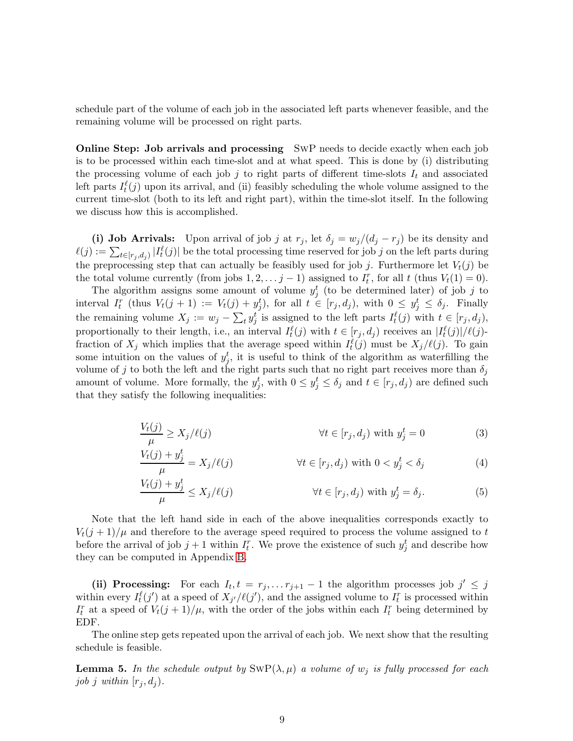schedule part of the volume of each job in the associated left parts whenever feasible, and the remaining volume will be processed on right parts.

**Online Step: Job arrivals and processing** SwP needs to decide exactly when each job is to be processed within each time-slot and at what speed. This is done by (i) distributing the processing volume of each job $j$ to right parts of different time-slots $I_t$ and associated left parts $I_t^\ell(j)$ upon its arrival, and (ii) feasibly scheduling the whole volume assigned to the current time-slot (both to its left and right part), within the time-slot itself. In the following we discuss how this is accomplished.

**(i) Job Arrivals:** Upon arrival of job $j$ at $r_j$, let $\delta_j = w_j/(d_j - r_j)$ be its density and $\ell(j) := \sum_{t \in [r_j, d_j)} |I_t^\ell(j)|$ be the total processing time reserved for job $j$ on the left parts during the preprocessing step that can actually be feasibly used for job $j$. Furthermore let $V_t(j)$ be the total volume currently (from jobs $1, 2, \dots j-1$) assigned to $I_t^r$, for all $t$ (thus $V_t(1) = 0$).

The algorithm assigns some amount of volume $y_j^t$ (to be determined later) of job $j$ to interval $I_t^r$ (thus $V_t(j+1) := V_t(j) + y_j^t$), for all $t \in [r_j, d_j)$, with $0 \le y_j^t \le \delta_j$. Finally the remaining volume $X_j := w_j - \sum_t y_j^t$ is assigned to the left parts $I_t^\ell(j)$ with $t \in [r_j, d_j)$, proportionally to their length, i.e., an interval $I_t^\ell(j)$ with $t \in [r_j, d_j)$ receives an $|I_t^\ell(j)|/\ell(j)$-fraction of $X_j$ which implies that the average speed within $I_t^\ell(j)$ must be $X_j/\ell(j)$. To gain some intuition on the values of $y_j^t$, it is useful to think of the algorithm as waterfilling the volume of $j$ to both the left and the right parts such that no right part receives more than $\delta_j$ amount of volume. More formally, the $y_j^t$, with $0 \le y_j^t \le \delta_j$ and $t \in [r_j, d_j)$ are defined such that they satisfy the following inequalities:

$$\frac{V_t(j)}{\mu} \ge X_j/\ell(j) \qquad \forall t \in [r_j, d_j) \text{ with } y_j^t = 0 \tag{3}$$

$$\frac{V_t(j) + y_j^t}{\mu} = X_j/\ell(j) \qquad \forall t \in [r_j, d_j) \text{ with } 0 < y_j^t < \delta_j \tag{4}$$

$$\frac{V_t(j) + y_j^t}{\mu} \le X_j/\ell(j) \qquad \forall t \in [r_j, d_j) \text{ with } y_j^t = \delta_j. \tag{5}$$

Note that the left hand side in each of the above inequalities corresponds exactly to $V_t(j+1)/\mu$ and therefore to the average speed required to process the volume assigned to $t$ before the arrival of job $j+1$ within $I_t^r$. We prove the existence of such $y_j^t$ and describe how they can be computed in Appendix B.

**(ii) Processing:** For each $I_t, t = r_j, \dots r_{j+1} - 1$ the algorithm processes job $j' \le j$ within every $I_t^\ell(j')$ at a speed of $X_{j'}/\ell(j')$, and the assigned volume to $I_t^r$ is processed within $I_t^r$ at a speed of $V_t(j+1)/\mu$, with the order of the jobs within each $I_t^r$ being determined by EDF.

The online step gets repeated upon the arrival of each job. We next show that the resulting schedule is feasible.

**Lemma 5.** *In the schedule output by* SwP$(\lambda, \mu)$ *a volume of* $w_j$ *is fully processed for each job* $j$ *within* $[r_j, d_j)$.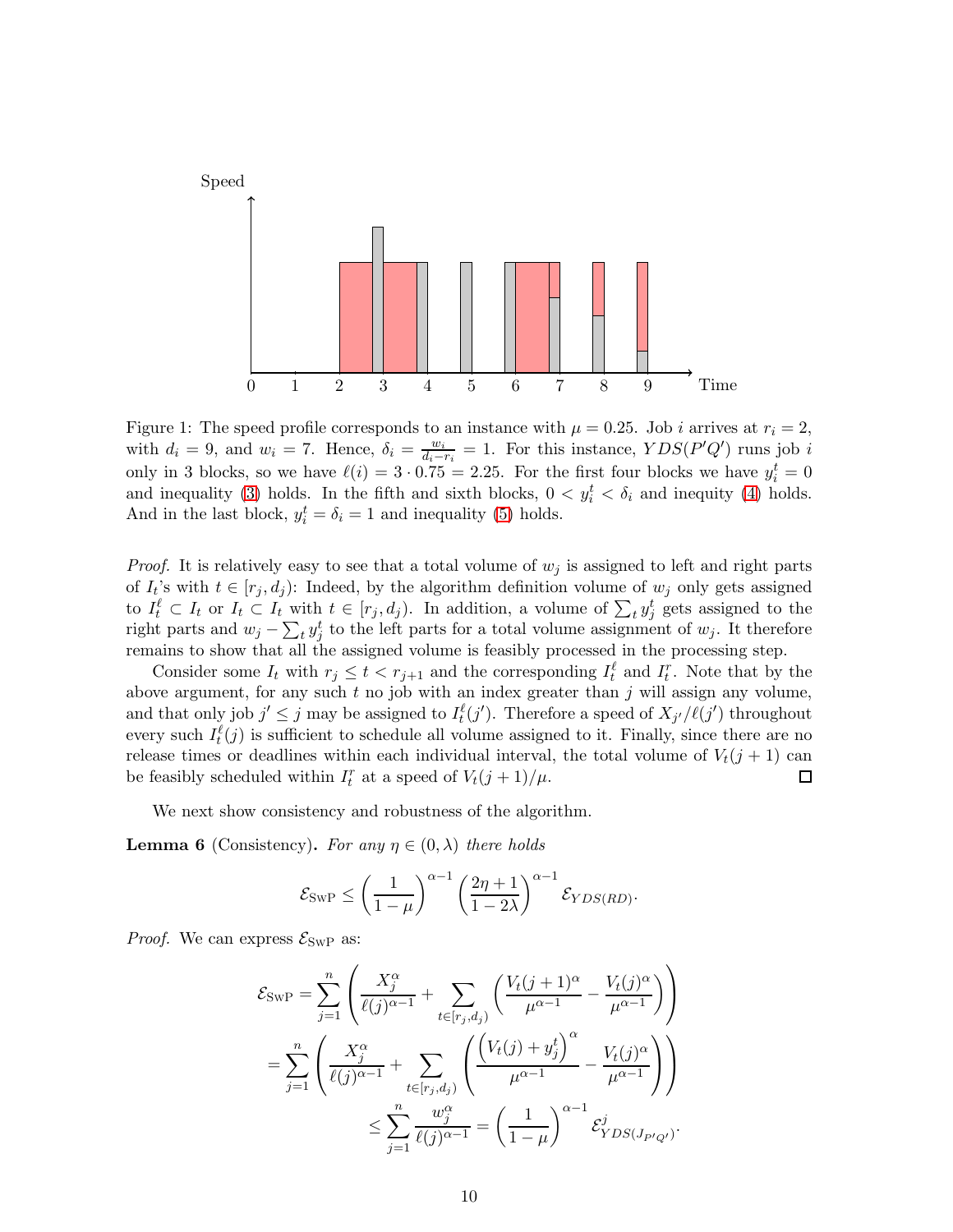Figure 1: The speed profile corresponds to an instance with $\mu = 0.25$. Job $i$ arrives at $r_i = 2$, with $d_i = 9$, and $w_i = 7$. Hence, $\delta_i = \frac{w_i}{d_i - r_i} = 1$. For this instance, $YDS(P'Q')$ runs job $i$ only in 3 blocks, so we have $\ell(i) = 3 \cdot 0.75 = 2.25$. For the first four blocks we have $y_i^t = 0$ and inequality (3) holds. In the fifth and sixth blocks, $0 < y_i^t < \delta_i$ and inequity (4) holds. And in the last block, $y_i^t = \delta_i = 1$ and inequality (5) holds.

*Proof.* It is relatively easy to see that a total volume of $w_j$ is assigned to left and right parts of $I_t$'s with $t \in [r_j, d_j)$: Indeed, by the algorithm definition volume of $w_j$ only gets assigned to $I_t^\ell \subset I_t$ or $I_t \subset I_t$ with $t \in [r_j, d_j)$. In addition, a volume of $\sum_t y_j^t$ gets assigned to the right parts and $w_j - \sum_t y_j^t$ to the left parts for a total volume assignment of $w_j$. It therefore remains to show that all the assigned volume is feasibly processed in the processing step.

Consider some $I_t$ with $r_j \leq t < r_{j+1}$ and the corresponding $I_t^\ell$ and $I_t^r$. Note that by the above argument, for any such $t$ no job with an index greater than $j$ will assign any volume, and that only job $j' \leq j$ may be assigned to $I_t^\ell(j')$. Therefore a speed of $X_{j'}/\ell(j')$ throughout every such $I_t^\ell(j)$ is sufficient to schedule all volume assigned to it. Finally, since there are no release times or deadlines within each individual interval, the total volume of $V_t(j+1)$ can be feasibly scheduled within $I_t^r$ at a speed of $V_t(j+1)/\mu$. $\square$

We next show consistency and robustness of the algorithm.

**Lemma 6** (Consistency). *For any $\eta \in (0, \lambda)$ there holds*

$$\mathcal{E}_{\text{SwP}} \leq \left(\frac{1}{1-\mu}\right)^{\alpha-1} \left(\frac{2\eta+1}{1-2\lambda}\right)^{\alpha-1} \mathcal{E}_{YDS(RD)}.$$

*Proof.* We can express $\mathcal{E}_{\text{SwP}}$ as:

$$\begin{aligned}
\mathcal{E}_{\text{SwP}} &= \sum_{j=1}^{n} \left( \frac{X_j^\alpha}{\ell(j)^{\alpha-1}} + \sum_{t \in [r_j, d_j)} \left( \frac{V_t(j+1)^\alpha}{\mu^{\alpha-1}} - \frac{V_t(j)^\alpha}{\mu^{\alpha-1}} \right) \right) \\
&= \sum_{j=1}^{n} \left( \frac{X_j^\alpha}{\ell(j)^{\alpha-1}} + \sum_{t \in [r_j, d_j)} \left( \frac{\left(V_t(j) + y_j^t\right)^\alpha}{\mu^{\alpha-1}} - \frac{V_t(j)^\alpha}{\mu^{\alpha-1}} \right) \right) \\
&\leq \sum_{j=1}^{n} \frac{w_j^\alpha}{\ell(j)^{\alpha-1}} = \left(\frac{1}{1-\mu}\right)^{\alpha-1} \mathcal{E}^j_{YDS(J_{P'Q'})}.
\end{aligned}$$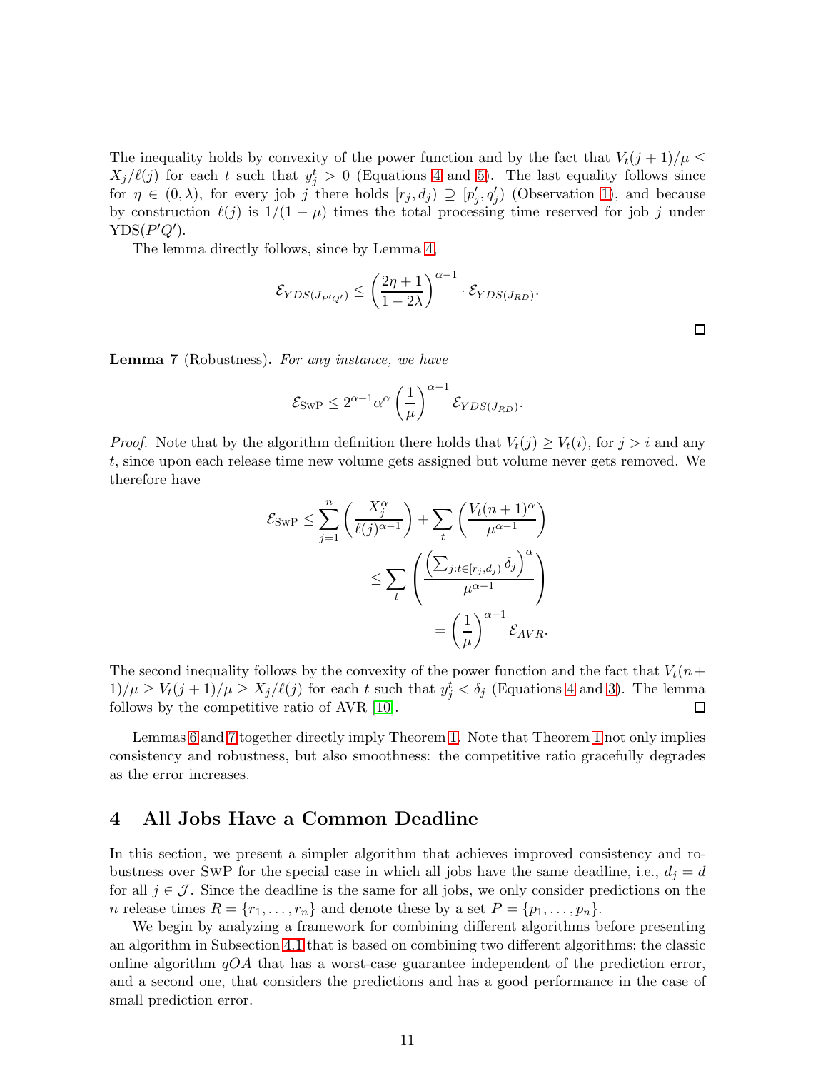The inequality holds by convexity of the power function and by the fact that $V_t(j+1)/\mu \leq X_j/\ell(j)$ for each $t$ such that $y_j^t > 0$ (Equations 4 and 5). The last equality follows since for $\eta \in (0, \lambda)$, for every job $j$ there holds $[r_j, d_j) \supseteq [p'_j, q'_j)$ (Observation 1), and because by construction $\ell(j)$ is $1/(1-\mu)$ times the total processing time reserved for job $j$ under YDS($P'Q'$).

The lemma directly follows, since by Lemma 4,

$$\mathcal{E}_{YDS(J_{P'Q'})} \leq \left(\frac{2\eta+1}{1-2\lambda}\right)^{\alpha-1} \cdot \mathcal{E}_{YDS(J_{RD})}.$$

□

**Lemma 7** (Robustness). *For any instance, we have*

$$\mathcal{E}_{\text{SwP}} \leq 2^{\alpha-1}\alpha^{\alpha}\left(\frac{1}{\mu}\right)^{\alpha-1}\mathcal{E}_{YDS(J_{RD})}.$$

*Proof.* Note that by the algorithm definition there holds that $V_t(j) \geq V_t(i)$, for $j > i$ and any $t$, since upon each release time new volume gets assigned but volume never gets removed. We therefore have

$$\begin{aligned}
\mathcal{E}_{\text{SwP}} &\leq \sum_{j=1}^{n}\left(\frac{X_j^{\alpha}}{\ell(j)^{\alpha-1}}\right) + \sum_t \left(\frac{V_t(n+1)^{\alpha}}{\mu^{\alpha-1}}\right) \\
&\leq \sum_t \left(\frac{\left(\sum_{j: t\in[r_j,d_j)} \delta_j\right)^{\alpha}}{\mu^{\alpha-1}}\right) \\
&= \left(\frac{1}{\mu}\right)^{\alpha-1}\mathcal{E}_{AVR}.
\end{aligned}$$

The second inequality follows by the convexity of the power function and the fact that $V_t(n+1)/\mu \geq V_t(j+1)/\mu \geq X_j/\ell(j)$ for each $t$ such that $y_j^t < \delta_j$ (Equations 4 and 3). The lemma follows by the competitive ratio of AVR [10]. □

Lemmas 6 and 7 together directly imply Theorem 1. Note that Theorem 1 not only implies consistency and robustness, but also smoothness: the competitive ratio gracefully degrades as the error increases.

# 4 All Jobs Have a Common Deadline

In this section, we present a simpler algorithm that achieves improved consistency and robustness over SwP for the special case in which all jobs have the same deadline, i.e., $d_j = d$ for all $j \in \mathcal{J}$. Since the deadline is the same for all jobs, we only consider predictions on the $n$ release times $R = \{r_1, \ldots, r_n\}$ and denote these by a set $P = \{p_1, \ldots, p_n\}$.

We begin by analyzing a framework for combining different algorithms before presenting an algorithm in Subsection 4.1 that is based on combining two different algorithms; the classic online algorithm $qOA$ that has a worst-case guarantee independent of the prediction error, and a second one, that considers the predictions and has a good performance in the case of small prediction error.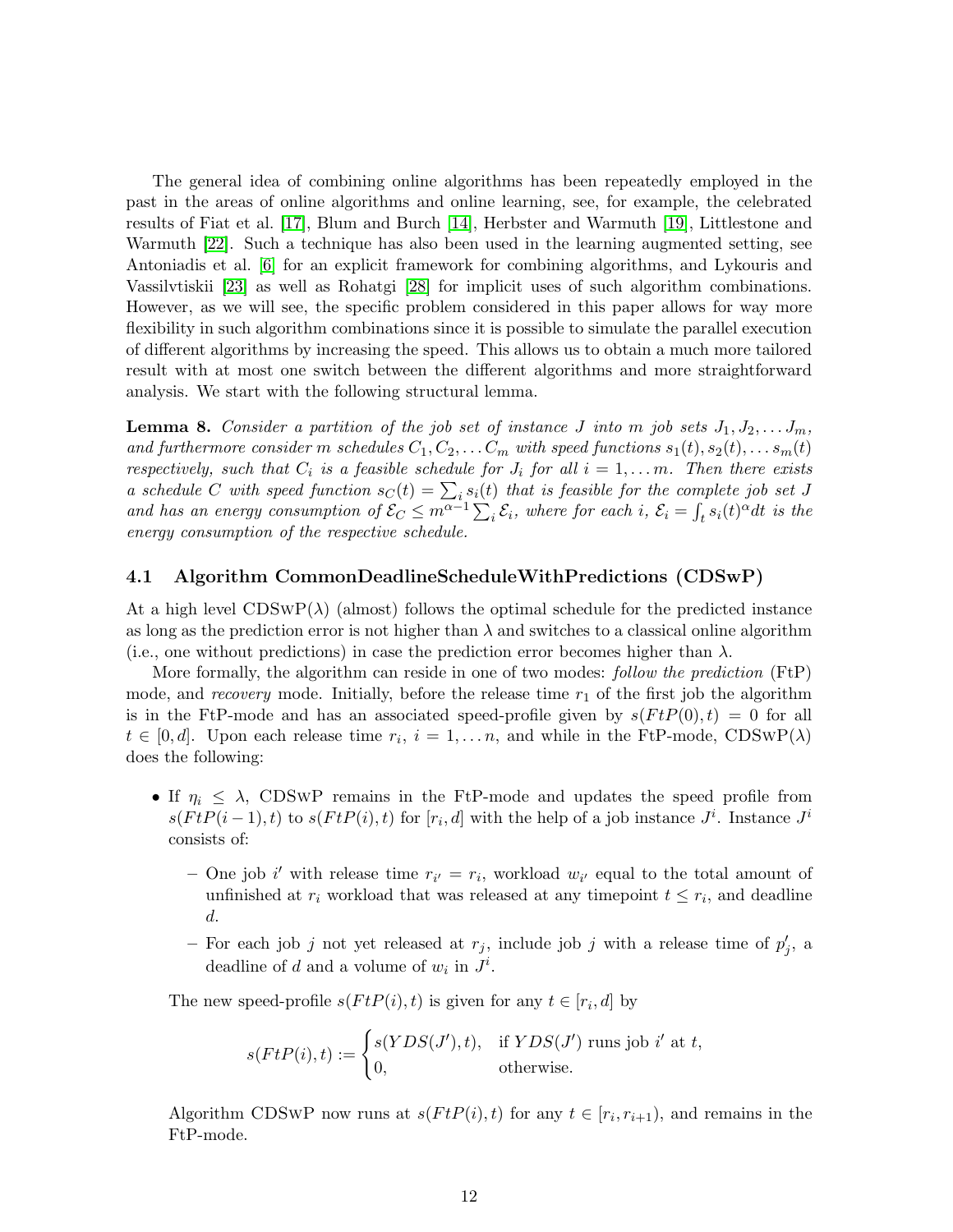The general idea of combining online algorithms has been repeatedly employed in the past in the areas of online algorithms and online learning, see, for example, the celebrated results of Fiat et al. [17], Blum and Burch [14], Herbster and Warmuth [19], Littlestone and Warmuth [22]. Such a technique has also been used in the learning augmented setting, see Antoniadis et al. [6] for an explicit framework for combining algorithms, and Lykouris and Vassilvtiskii [23] as well as Rohatgi [28] for implicit uses of such algorithm combinations. However, as we will see, the specific problem considered in this paper allows for way more flexibility in such algorithm combinations since it is possible to simulate the parallel execution of different algorithms by increasing the speed. This allows us to obtain a much more tailored result with at most one switch between the different algorithms and more straightforward analysis. We start with the following structural lemma.

**Lemma 8.** *Consider a partition of the job set of instance $J$ into $m$ job sets $J_1, J_2, \dots J_m$, and furthermore consider $m$ schedules $C_1, C_2, \dots C_m$ with speed functions $s_1(t), s_2(t), \dots s_m(t)$ respectively, such that $C_i$ is a feasible schedule for $J_i$ for all $i = 1, \dots m$. Then there exists a schedule $C$ with speed function $s_C(t) = \sum_i s_i(t)$ that is feasible for the complete job set $J$ and has an energy consumption of $\mathcal{E}_C \le m^{\alpha-1} \sum_i \mathcal{E}_i$, where for each $i$, $\mathcal{E}_i = \int_t s_i(t)^\alpha dt$ is the energy consumption of the respective schedule.*

### 4.1 Algorithm CommonDeadlineScheduleWithPredictions (CDSwP)

At a high level CDSwP($\lambda$) (almost) follows the optimal schedule for the predicted instance as long as the prediction error is not higher than $\lambda$ and switches to a classical online algorithm (i.e., one without predictions) in case the prediction error becomes higher than $\lambda$.

More formally, the algorithm can reside in one of two modes: *follow the prediction* (FtP) mode, and *recovery* mode. Initially, before the release time $r_1$ of the first job the algorithm is in the FtP-mode and has an associated speed-profile given by $s(FtP(0), t) = 0$ for all $t \in [0, d]$. Upon each release time $r_i$, $i = 1, \dots n$, and while in the FtP-mode, CDSwP($\lambda$) does the following:

- If $\eta_i \le \lambda$, CDSwP remains in the FtP-mode and updates the speed profile from $s(FtP(i-1), t)$ to $s(FtP(i), t)$ for $[r_i, d]$ with the help of a job instance $J^i$. Instance $J^i$ consists of:
  - One job $i'$ with release time $r_{i'} = r_i$, workload $w_{i'}$ equal to the total amount of unfinished at $r_i$ workload that was released at any timepoint $t \le r_i$, and deadline $d$.
  - For each job $j$ not yet released at $r_j$, include job $j$ with a release time of $p'_j$, a deadline of $d$ and a volume of $w_i$ in $J^i$.

  The new speed-profile $s(FtP(i), t)$ is given for any $t \in [r_i, d]$ by

  $$s(FtP(i), t) := \begin{cases} s(YDS(J'), t), & \text{if } YDS(J') \text{ runs job } i' \text{ at } t, \\ 0, & \text{otherwise.} \end{cases}$$

  Algorithm CDSwP now runs at $s(FtP(i), t)$ for any $t \in [r_i, r_{i+1})$, and remains in the FtP-mode.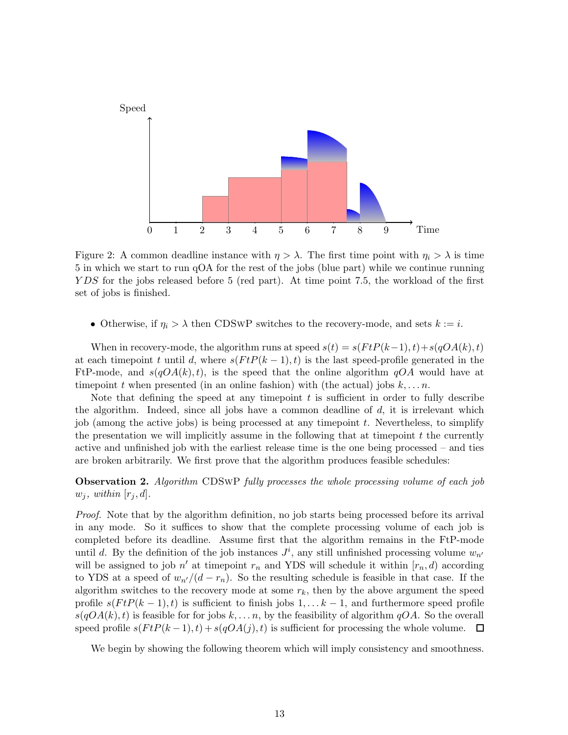Figure 2: A common deadline instance with $\eta > \lambda$. The first time point with $\eta_i > \lambda$ is time 5 in which we start to run qOA for the rest of the jobs (blue part) while we continue running $YDS$ for the jobs released before 5 (red part). At time point 7.5, the workload of the first set of jobs is finished.

- Otherwise, if $\eta_i > \lambda$ then CDSwP switches to the recovery-mode, and sets $k := i$.

When in recovery-mode, the algorithm runs at speed $s(t) = s(FtP(k-1), t) + s(qOA(k), t)$ at each timepoint $t$ until $d$, where $s(FtP(k-1), t)$ is the last speed-profile generated in the FtP-mode, and $s(qOA(k), t)$, is the speed that the online algorithm $qOA$ would have at timepoint $t$ when presented (in an online fashion) with (the actual) jobs $k, \dots n$.

Note that defining the speed at any timepoint $t$ is sufficient in order to fully describe the algorithm. Indeed, since all jobs have a common deadline of $d$, it is irrelevant which job (among the active jobs) is being processed at any timepoint $t$. Nevertheless, to simplify the presentation we will implicitly assume in the following that at timepoint $t$ the currently active and unfinished job with the earliest release time is the one being processed – and ties are broken arbitrarily. We first prove that the algorithm produces feasible schedules:

**Observation 2.** *Algorithm* CDSwP *fully processes the whole processing volume of each job* $w_j$*, within* $[r_j, d]$.

*Proof.* Note that by the algorithm definition, no job starts being processed before its arrival in any mode. So it suffices to show that the complete processing volume of each job is completed before its deadline. Assume first that the algorithm remains in the FtP-mode until $d$. By the definition of the job instances $J^i$, any still unfinished processing volume $w_{n'}$ will be assigned to job $n'$ at timepoint $r_n$ and YDS will schedule it within $[r_n, d)$ according to YDS at a speed of $w_{n'}/(d - r_n)$. So the resulting schedule is feasible in that case. If the algorithm switches to the recovery mode at some $r_k$, then by the above argument the speed profile $s(FtP(k-1), t)$ is sufficient to finish jobs $1, \dots k-1$, and furthermore speed profile $s(qOA(k), t)$ is feasible for for jobs $k, \dots n$, by the feasibility of algorithm $qOA$. So the overall speed profile $s(FtP(k-1), t) + s(qOA(j), t)$ is sufficient for processing the whole volume. $\square$

We begin by showing the following theorem which will imply consistency and smoothness.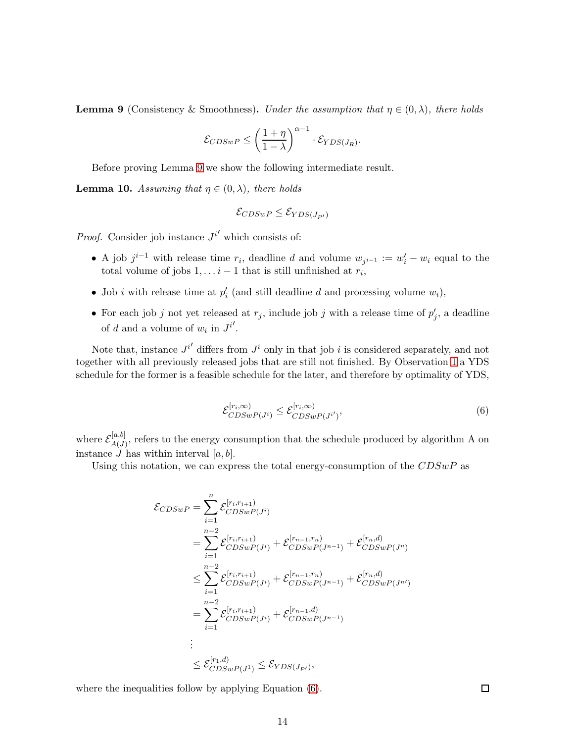**Lemma 9** (Consistency & Smoothness)**.** *Under the assumption that* $\eta \in (0, \lambda)$*, there holds*

$$\mathcal{E}_{CDSwP} \leq \left(\frac{1+\eta}{1-\lambda}\right)^{\alpha-1} \cdot \mathcal{E}_{YDS(J_R)}.$$

Before proving Lemma 9 we show the following intermediate result.

**Lemma 10.** *Assuming that* $\eta \in (0, \lambda)$*, there holds*

$$\mathcal{E}_{CDSwP} \leq \mathcal{E}_{YDS(J_{P'})}$$

*Proof.* Consider job instance $J^{i'}$ which consists of:

- A job $j^{i-1}$ with release time $r_i$, deadline $d$ and volume $w_{j^{i-1}} := w_i' - w_i$ equal to the total volume of jobs $1, \ldots i-1$ that is still unfinished at $r_i$,
- Job $i$ with release time at $p_i'$ (and still deadline $d$ and processing volume $w_i$),
- For each job $j$ not yet released at $r_j$, include job $j$ with a release time of $p_j'$, a deadline of $d$ and a volume of $w_i$ in $J^{i'}$.

Note that, instance $J^{i'}$ differs from $J^i$ only in that job $i$ is considered separately, and not together with all previously released jobs that are still not finished. By Observation 1 a YDS schedule for the former is a feasible schedule for the later, and therefore by optimality of YDS,

$$\mathcal{E}^{[r_i,\infty)}_{CDSwP(J^i)} \leq \mathcal{E}^{[r_i,\infty)}_{CDSwP(J^{i'})}, \tag{6}$$

where $\mathcal{E}^{[a,b]}_{A(J)}$, refers to the energy consumption that the schedule produced by algorithm A on instance $J$ has within interval $[a, b]$.

Using this notation, we can express the total energy-consumption of the $CDSwP$ as

$$\begin{aligned}
\mathcal{E}_{CDSwP} &= \sum_{i=1}^{n} \mathcal{E}^{[r_i,r_{i+1})}_{CDSwP(J^i)} \\
&= \sum_{i=1}^{n-2} \mathcal{E}^{[r_i,r_{i+1})}_{CDSwP(J^i)} + \mathcal{E}^{[r_{n-1},r_n)}_{CDSwP(J^{n-1})} + \mathcal{E}^{[r_n,d)}_{CDSwP(J^n)} \\
&\leq \sum_{i=1}^{n-2} \mathcal{E}^{[r_i,r_{i+1})}_{CDSwP(J^i)} + \mathcal{E}^{[r_{n-1},r_n)}_{CDSwP(J^{n-1})} + \mathcal{E}^{[r_n,d)}_{CDSwP(J^{n'})} \\
&= \sum_{i=1}^{n-2} \mathcal{E}^{[r_i,r_{i+1})}_{CDSwP(J^i)} + \mathcal{E}^{[r_{n-1},d)}_{CDSwP(J^{n-1})} \\
&\;\;\vdots \\
&\leq \mathcal{E}^{[r_1,d)}_{CDSwP(J^1)} \leq \mathcal{E}_{YDS(J_{P'})},
\end{aligned}$$

where the inequalities follow by applying Equation (6). $\square$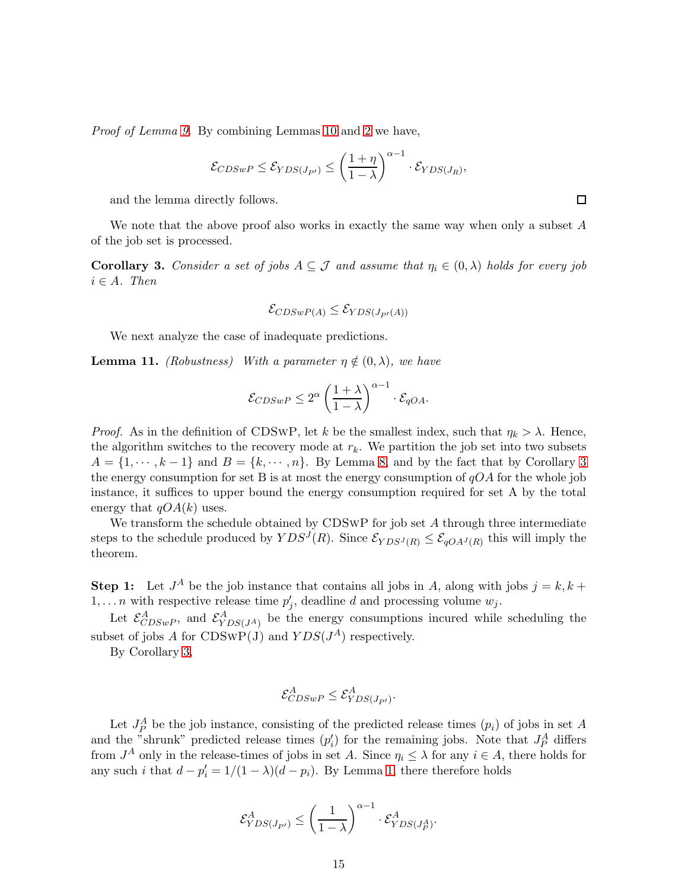*Proof of Lemma 9.* By combining Lemmas 10 and 2 we have,

$$\mathcal{E}_{CDSwP} \leq \mathcal{E}_{YDS(J_{P'})} \leq \left(\frac{1+\eta}{1-\lambda}\right)^{\alpha-1} \cdot \mathcal{E}_{YDS(J_R)},$$

and the lemma directly follows. □

We note that the above proof also works in exactly the same way when only a subset $A$ of the job set is processed.

**Corollary 3.** *Consider a set of jobs $A \subseteq \mathcal{J}$ and assume that $\eta_i \in (0, \lambda)$ holds for every job $i \in A$. Then*

$$\mathcal{E}_{CDSwP(A)} \leq \mathcal{E}_{YDS(J_{P'}(A))}$$

We next analyze the case of inadequate predictions.

**Lemma 11.** *(Robustness) With a parameter $\eta \notin (0, \lambda)$, we have*

$$\mathcal{E}_{CDSwP} \leq 2^{\alpha} \left(\frac{1+\lambda}{1-\lambda}\right)^{\alpha-1} \cdot \mathcal{E}_{qOA}.$$

*Proof.* As in the definition of CDSwP, let $k$ be the smallest index, such that $\eta_k > \lambda$. Hence, the algorithm switches to the recovery mode at $r_k$. We partition the job set into two subsets $A = \{1, \cdots, k-1\}$ and $B = \{k, \cdots, n\}$. By Lemma 8 and by the fact that by Corollary 3 the energy consumption for set B is at most the energy consumption of $qOA$ for the whole job instance, it suffices to upper bound the energy consumption required for set A by the total energy that $qOA(k)$ uses.

We transform the schedule obtained by CDSwP for job set $A$ through three intermediate steps to the schedule produced by $YDS^J(R)$. Since $\mathcal{E}_{YDS^J(R)} \leq \mathcal{E}_{qOA^J(R)}$ this will imply the theorem.

**Step 1:** Let $J^A$ be the job instance that contains all jobs in $A$, along with jobs $j = k, k+1, \dots n$ with respective release time $p'_j$, deadline $d$ and processing volume $w_j$.

Let $\mathcal{E}^A_{CDSwP}$, and $\mathcal{E}^A_{YDS(J^A)}$ be the energy consumptions incured while scheduling the subset of jobs $A$ for CDSwP(J) and $YDS(J^A)$ respectively.

By Corollary 3,

$$\mathcal{E}^A_{CDSwP} \leq \mathcal{E}^A_{YDS(J_{P'})}.$$

Let $J^A_P$ be the job instance, consisting of the predicted release times ($p_i$) of jobs in set $A$ and the "shrunk" predicted release times ($p'_i$) for the remaining jobs. Note that $J^A_P$ differs from $J^A$ only in the release-times of jobs in set $A$. Since $\eta_i \leq \lambda$ for any $i \in A$, there holds for any such $i$ that $d - p'_i = 1/(1-\lambda)(d - p_i)$. By Lemma 1, there therefore holds

$$\mathcal{E}^A_{YDS(J_{P'})} \leq \left(\frac{1}{1-\lambda}\right)^{\alpha-1} \cdot \mathcal{E}^A_{YDS(J^A_P)}.$$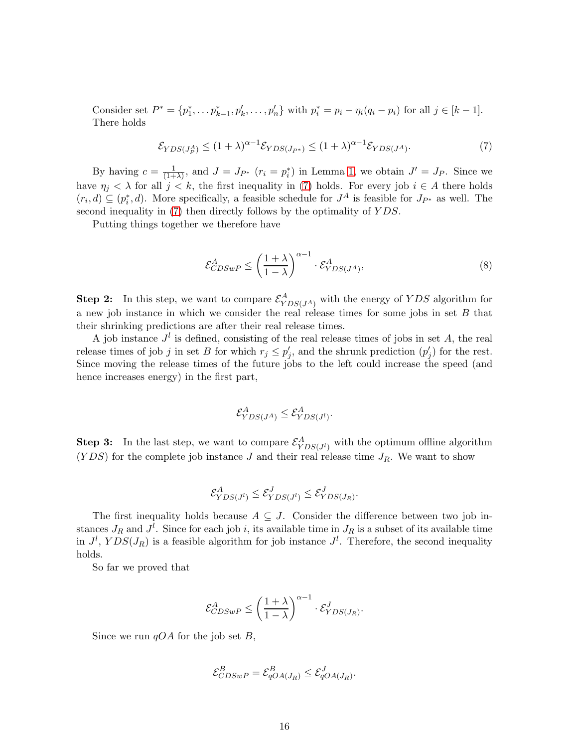Consider set $P^* = \{p_1^*, \dots p_{k-1}^*, p_k', \dots, p_n'\}$ with $p_i^* = p_i - \eta_i(q_i - p_i)$ for all $j \in [k-1]$. There holds

$$\mathcal{E}_{YDS(J_P^A)} \leq (1+\lambda)^{\alpha-1} \mathcal{E}_{YDS(J_{P^*})} \leq (1+\lambda)^{\alpha-1} \mathcal{E}_{YDS(J^A)}. \tag{7}$$

By having $c = \frac{1}{(1+\lambda)}$, and $J = J_{P^*}$ ($r_i = p_i^*$) in Lemma 1, we obtain $J' = J_P$. Since we have $\eta_j < \lambda$ for all $j < k$, the first inequality in (7) holds. For every job $i \in A$ there holds $(r_i, d) \subseteq (p_i^*, d)$. More specifically, a feasible schedule for $J^A$ is feasible for $J_{P^*}$ as well. The second inequality in (7) then directly follows by the optimality of $YDS$.

Putting things together we therefore have

$$\mathcal{E}_{CDSwP}^A \leq \left(\frac{1+\lambda}{1-\lambda}\right)^{\alpha-1} \cdot \mathcal{E}_{YDS(J^A)}^A, \tag{8}$$

**Step 2:** In this step, we want to compare $\mathcal{E}_{YDS(J^A)}^A$ with the energy of $YDS$ algorithm for a new job instance in which we consider the real release times for some jobs in set $B$ that their shrinking predictions are after their real release times.

A job instance $J^l$ is defined, consisting of the real release times of jobs in set $A$, the real release times of job $j$ in set $B$ for which $r_j \leq p_j'$, and the shrunk prediction ($p_j'$) for the rest. Since moving the release times of the future jobs to the left could increase the speed (and hence increases energy) in the first part,

$$\mathcal{E}_{YDS(J^A)}^A \leq \mathcal{E}_{YDS(J^l)}^A.$$

**Step 3:** In the last step, we want to compare $\mathcal{E}_{YDS(J^l)}^A$ with the optimum offline algorithm ($YDS$) for the complete job instance $J$ and their real release time $J_R$. We want to show

$$\mathcal{E}_{YDS(J^l)}^A \leq \mathcal{E}_{YDS(J^l)}^J \leq \mathcal{E}_{YDS(J_R)}^J.$$

The first inequality holds because $A \subseteq J$. Consider the difference between two job instances $J_R$ and $J^l$. Since for each job $i$, its available time in $J_R$ is a subset of its available time in $J^l$, $YDS(J_R)$ is a feasible algorithm for job instance $J^l$. Therefore, the second inequality holds.

So far we proved that

$$\mathcal{E}_{CDSwP}^A \leq \left(\frac{1+\lambda}{1-\lambda}\right)^{\alpha-1} \cdot \mathcal{E}_{YDS(J_R)}^J.$$

Since we run $qOA$ for the job set $B$,

$$\mathcal{E}_{CDSwP}^B = \mathcal{E}_{qOA(J_R)}^B \leq \mathcal{E}_{qOA(J_R)}^J.$$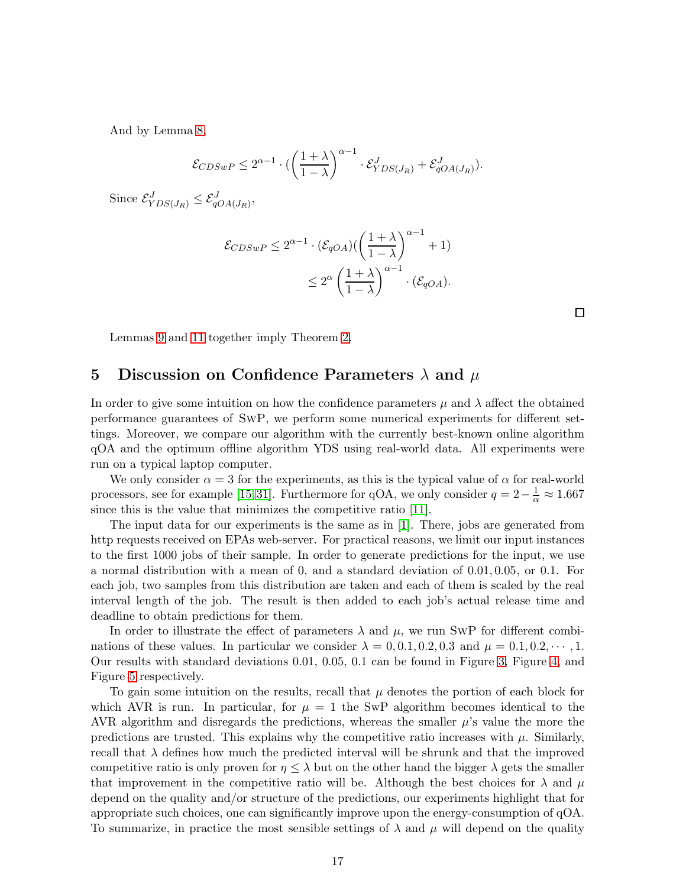And by Lemma 8,

$$\mathcal{E}_{CDSwP} \leq 2^{\alpha-1} \cdot (\left(\frac{1+\lambda}{1-\lambda}\right)^{\alpha-1} \cdot \mathcal{E}^{J}_{YDS(J_R)} + \mathcal{E}^{J}_{qOA(J_R)}).$$

Since $\mathcal{E}^{J}_{YDS(J_R)} \leq \mathcal{E}^{J}_{qOA(J_R)}$,

$$\begin{aligned}\mathcal{E}_{CDSwP} &\leq 2^{\alpha-1} \cdot (\mathcal{E}_{qOA})(\left(\frac{1+\lambda}{1-\lambda}\right)^{\alpha-1} + 1) \\ &\leq 2^{\alpha} \left(\frac{1+\lambda}{1-\lambda}\right)^{\alpha-1} \cdot (\mathcal{E}_{qOA}).\end{aligned}$$

□

Lemmas 9 and 11 together imply Theorem 2.

## 5 Discussion on Confidence Parameters $\lambda$ and $\mu$

In order to give some intuition on how the confidence parameters $\mu$ and $\lambda$ affect the obtained performance guarantees of SwP, we perform some numerical experiments for different settings. Moreover, we compare our algorithm with the currently best-known online algorithm qOA and the optimum offline algorithm YDS using real-world data. All experiments were run on a typical laptop computer.

We only consider $\alpha = 3$ for the experiments, as this is the typical value of $\alpha$ for real-world processors, see for example [15,31]. Furthermore for qOA, we only consider $q = 2 - \frac{1}{\alpha} \approx 1.667$ since this is the value that minimizes the competitive ratio [11].

The input data for our experiments is the same as in [1]. There, jobs are generated from http requests received on EPAs web-server. For practical reasons, we limit our input instances to the first 1000 jobs of their sample. In order to generate predictions for the input, we use a normal distribution with a mean of 0, and a standard deviation of $0.01, 0.05$, or $0.1$. For each job, two samples from this distribution are taken and each of them is scaled by the real interval length of the job. The result is then added to each job's actual release time and deadline to obtain predictions for them.

In order to illustrate the effect of parameters $\lambda$ and $\mu$, we run SwP for different combinations of these values. In particular we consider $\lambda = 0, 0.1, 0.2, 0.3$ and $\mu = 0.1, 0.2, \cdots, 1$. Our results with standard deviations 0.01, 0.05, 0.1 can be found in Figure 3, Figure 4, and Figure 5 respectively.

To gain some intuition on the results, recall that $\mu$ denotes the portion of each block for which AVR is run. In particular, for $\mu = 1$ the SwP algorithm becomes identical to the AVR algorithm and disregards the predictions, whereas the smaller $\mu$'s value the more the predictions are trusted. This explains why the competitive ratio increases with $\mu$. Similarly, recall that $\lambda$ defines how much the predicted interval will be shrunk and that the improved competitive ratio is only proven for $\eta \leq \lambda$ but on the other hand the bigger $\lambda$ gets the smaller that improvement in the competitive ratio will be. Although the best choices for $\lambda$ and $\mu$ depend on the quality and/or structure of the predictions, our experiments highlight that for appropriate such choices, one can significantly improve upon the energy-consumption of qOA. To summarize, in practice the most sensible settings of $\lambda$ and $\mu$ will depend on the quality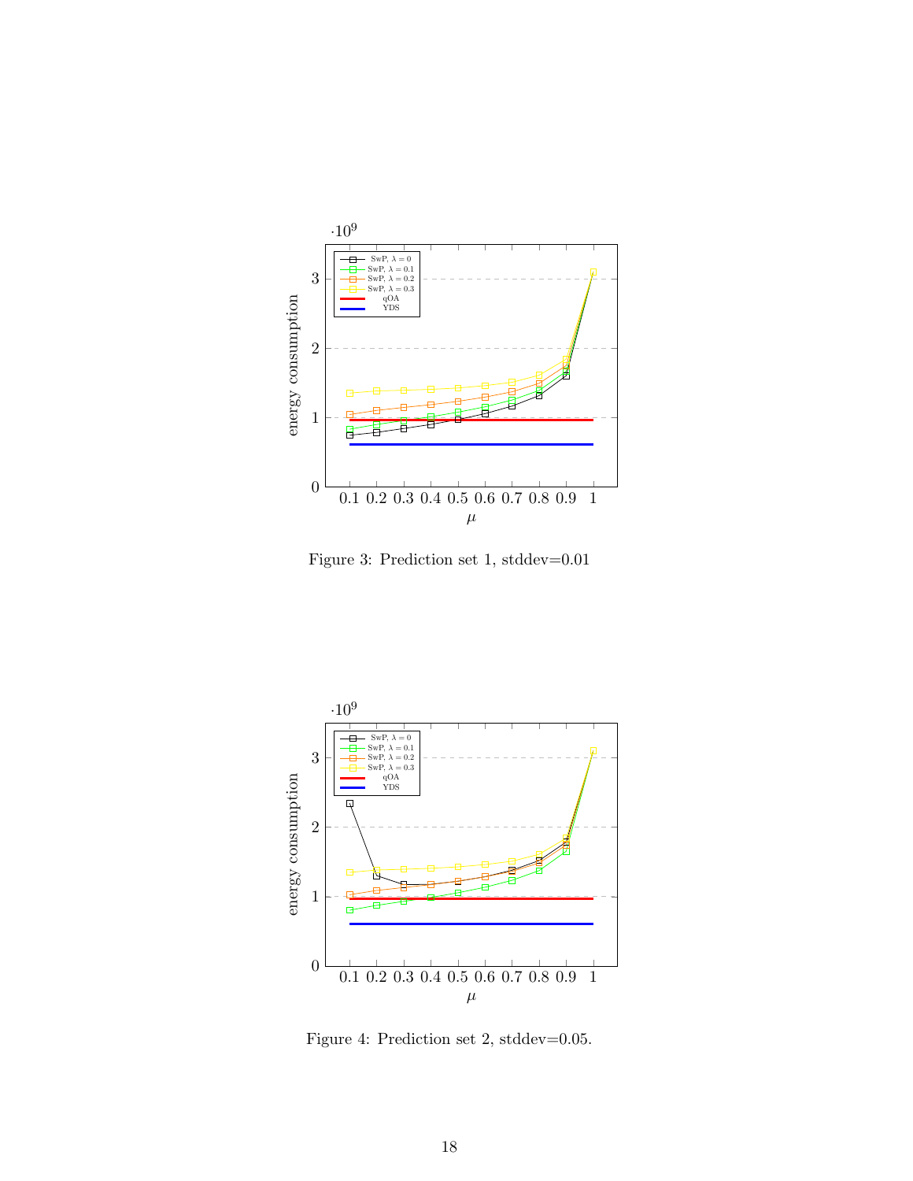Figure 3: Prediction set 1, stddev=0.01

Figure 4: Prediction set 2, stddev=0.05.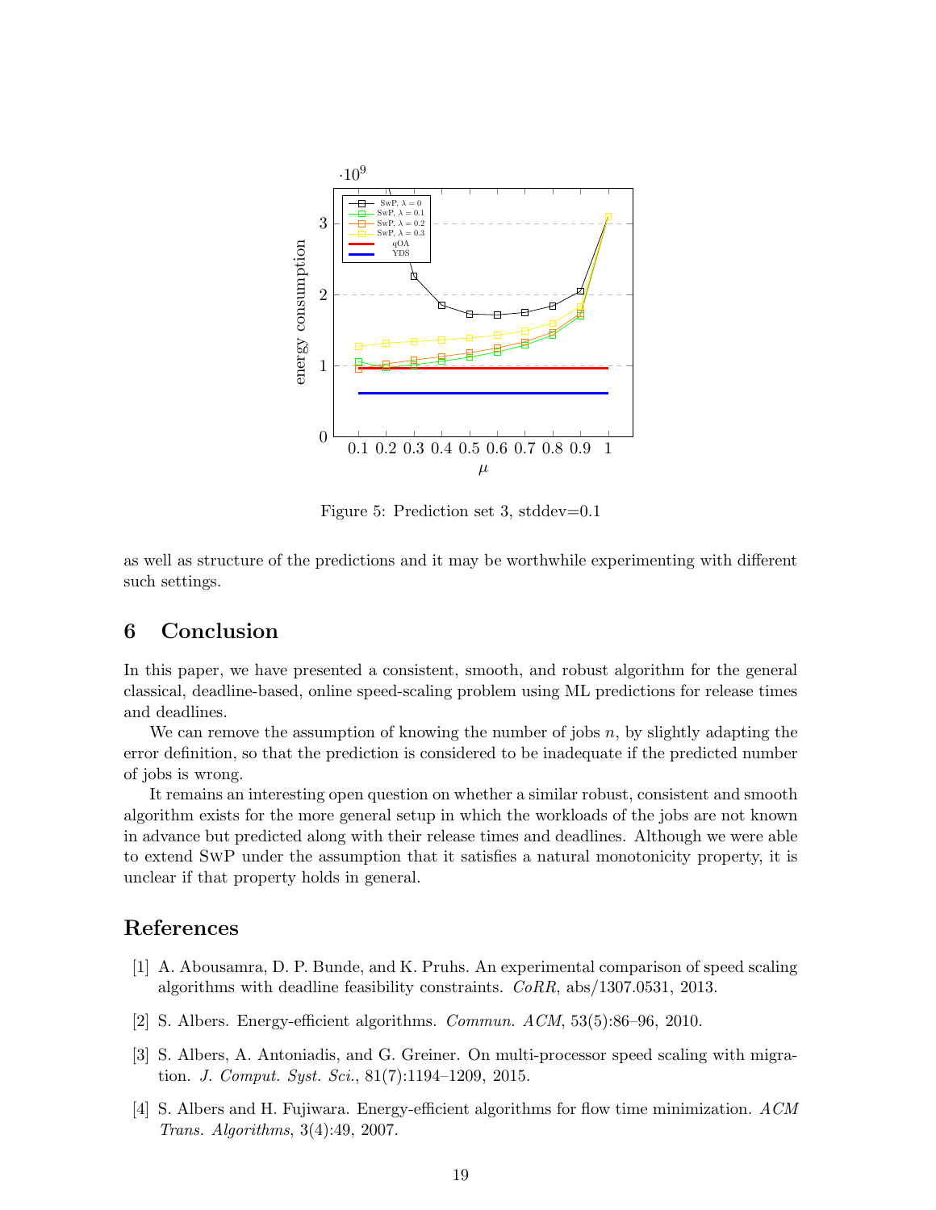Figure 5: Prediction set 3, stddev=0.1

as well as structure of the predictions and it may be worthwhile experimenting with different such settings.

## 6 Conclusion

In this paper, we have presented a consistent, smooth, and robust algorithm for the general classical, deadline-based, online speed-scaling problem using ML predictions for release times and deadlines.

We can remove the assumption of knowing the number of jobs $n$, by slightly adapting the error definition, so that the prediction is considered to be inadequate if the predicted number of jobs is wrong.

It remains an interesting open question on whether a similar robust, consistent and smooth algorithm exists for the more general setup in which the workloads of the jobs are not known in advance but predicted along with their release times and deadlines. Although we were able to extend SwP under the assumption that it satisfies a natural monotonicity property, it is unclear if that property holds in general.

## References

[1] A. Abousamra, D. P. Bunde, and K. Pruhs. An experimental comparison of speed scaling algorithms with deadline feasibility constraints. *CoRR*, abs/1307.0531, 2013.

[2] S. Albers. Energy-efficient algorithms. *Commun. ACM*, 53(5):86–96, 2010.

[3] S. Albers, A. Antoniadis, and G. Greiner. On multi-processor speed scaling with migration. *J. Comput. Syst. Sci.*, 81(7):1194–1209, 2015.

[4] S. Albers and H. Fujiwara. Energy-efficient algorithms for flow time minimization. *ACM Trans. Algorithms*, 3(4):49, 2007.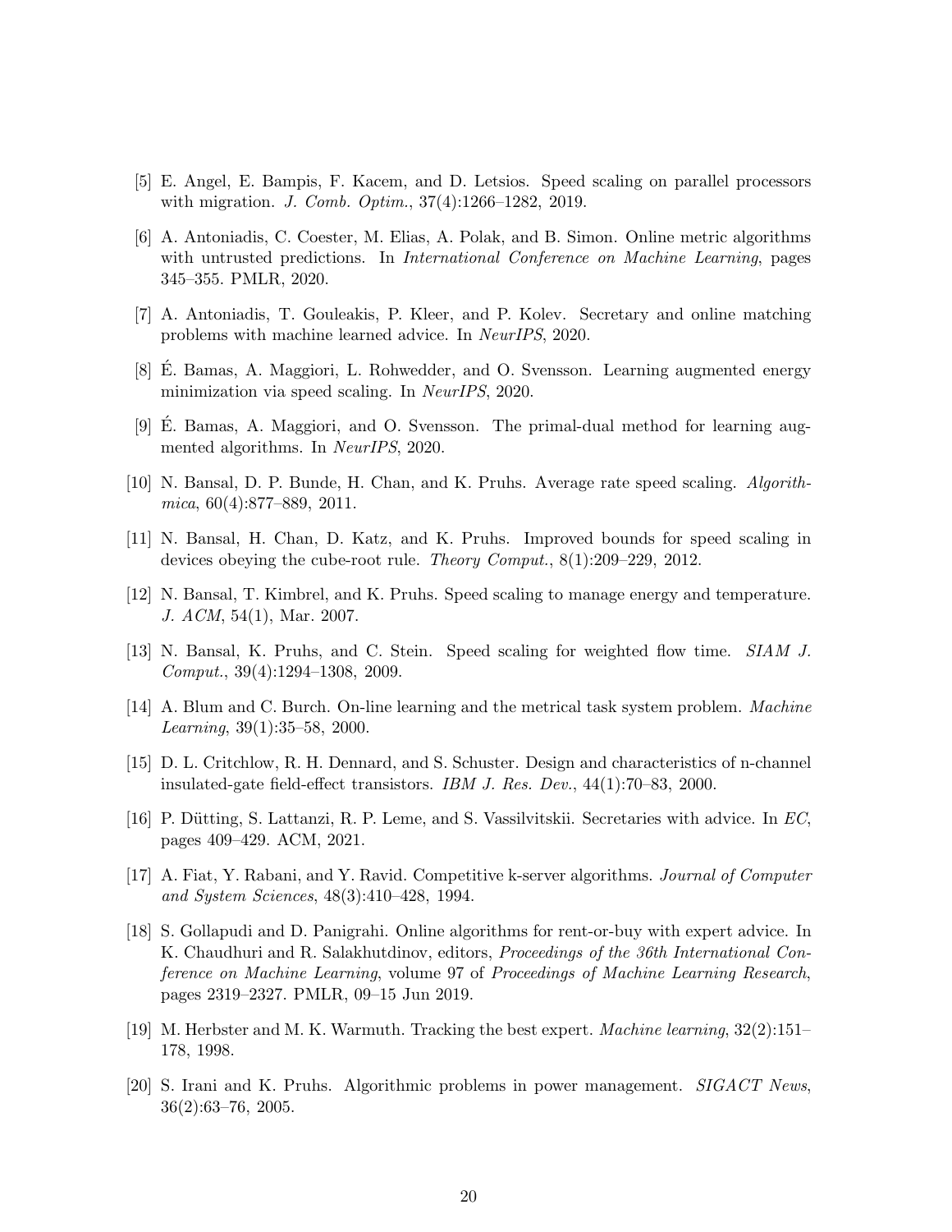[5] E. Angel, E. Bampis, F. Kacem, and D. Letsios. Speed scaling on parallel processors with migration. *J. Comb. Optim.*, 37(4):1266–1282, 2019.

[6] A. Antoniadis, C. Coester, M. Elias, A. Polak, and B. Simon. Online metric algorithms with untrusted predictions. In *International Conference on Machine Learning*, pages 345–355. PMLR, 2020.

[7] A. Antoniadis, T. Gouleakis, P. Kleer, and P. Kolev. Secretary and online matching problems with machine learned advice. In *NeurIPS*, 2020.

[8] É. Bamas, A. Maggiori, L. Rohwedder, and O. Svensson. Learning augmented energy minimization via speed scaling. In *NeurIPS*, 2020.

[9] É. Bamas, A. Maggiori, and O. Svensson. The primal-dual method for learning augmented algorithms. In *NeurIPS*, 2020.

[10] N. Bansal, D. P. Bunde, H. Chan, and K. Pruhs. Average rate speed scaling. *Algorithmica*, 60(4):877–889, 2011.

[11] N. Bansal, H. Chan, D. Katz, and K. Pruhs. Improved bounds for speed scaling in devices obeying the cube-root rule. *Theory Comput.*, 8(1):209–229, 2012.

[12] N. Bansal, T. Kimbrel, and K. Pruhs. Speed scaling to manage energy and temperature. *J. ACM*, 54(1), Mar. 2007.

[13] N. Bansal, K. Pruhs, and C. Stein. Speed scaling for weighted flow time. *SIAM J. Comput.*, 39(4):1294–1308, 2009.

[14] A. Blum and C. Burch. On-line learning and the metrical task system problem. *Machine Learning*, 39(1):35–58, 2000.

[15] D. L. Critchlow, R. H. Dennard, and S. Schuster. Design and characteristics of n-channel insulated-gate field-effect transistors. *IBM J. Res. Dev.*, 44(1):70–83, 2000.

[16] P. Dütting, S. Lattanzi, R. P. Leme, and S. Vassilvitskii. Secretaries with advice. In *EC*, pages 409–429. ACM, 2021.

[17] A. Fiat, Y. Rabani, and Y. Ravid. Competitive k-server algorithms. *Journal of Computer and System Sciences*, 48(3):410–428, 1994.

[18] S. Gollapudi and D. Panigrahi. Online algorithms for rent-or-buy with expert advice. In K. Chaudhuri and R. Salakhutdinov, editors, *Proceedings of the 36th International Conference on Machine Learning*, volume 97 of *Proceedings of Machine Learning Research*, pages 2319–2327. PMLR, 09–15 Jun 2019.

[19] M. Herbster and M. K. Warmuth. Tracking the best expert. *Machine learning*, 32(2):151–178, 1998.

[20] S. Irani and K. Pruhs. Algorithmic problems in power management. *SIGACT News*, 36(2):63–76, 2005.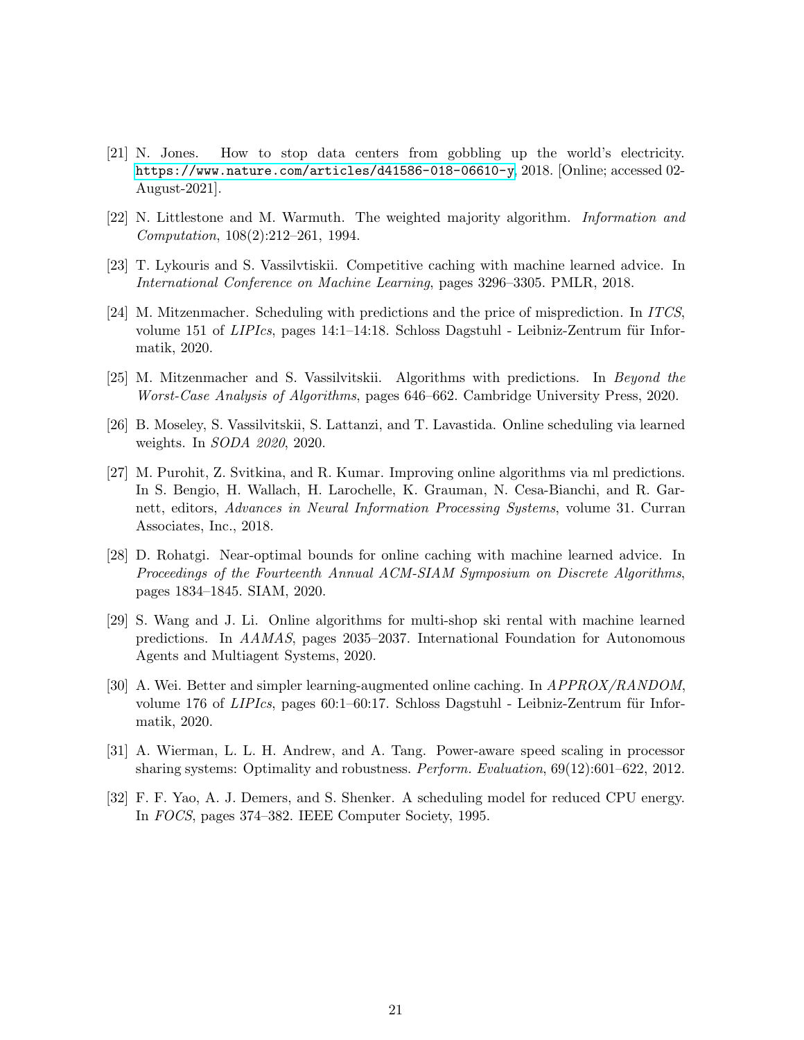[21] N. Jones. How to stop data centers from gobbling up the world's electricity. https://www.nature.com/articles/d41586-018-06610-y, 2018. [Online; accessed 02-August-2021].

[22] N. Littlestone and M. Warmuth. The weighted majority algorithm. *Information and Computation*, 108(2):212–261, 1994.

[23] T. Lykouris and S. Vassilvtiskii. Competitive caching with machine learned advice. In *International Conference on Machine Learning*, pages 3296–3305. PMLR, 2018.

[24] M. Mitzenmacher. Scheduling with predictions and the price of misprediction. In *ITCS*, volume 151 of *LIPIcs*, pages 14:1–14:18. Schloss Dagstuhl - Leibniz-Zentrum für Informatik, 2020.

[25] M. Mitzenmacher and S. Vassilvitskii. Algorithms with predictions. In *Beyond the Worst-Case Analysis of Algorithms*, pages 646–662. Cambridge University Press, 2020.

[26] B. Moseley, S. Vassilvitskii, S. Lattanzi, and T. Lavastida. Online scheduling via learned weights. In *SODA 2020*, 2020.

[27] M. Purohit, Z. Svitkina, and R. Kumar. Improving online algorithms via ml predictions. In S. Bengio, H. Wallach, H. Larochelle, K. Grauman, N. Cesa-Bianchi, and R. Garnett, editors, *Advances in Neural Information Processing Systems*, volume 31. Curran Associates, Inc., 2018.

[28] D. Rohatgi. Near-optimal bounds for online caching with machine learned advice. In *Proceedings of the Fourteenth Annual ACM-SIAM Symposium on Discrete Algorithms*, pages 1834–1845. SIAM, 2020.

[29] S. Wang and J. Li. Online algorithms for multi-shop ski rental with machine learned predictions. In *AAMAS*, pages 2035–2037. International Foundation for Autonomous Agents and Multiagent Systems, 2020.

[30] A. Wei. Better and simpler learning-augmented online caching. In *APPROX/RANDOM*, volume 176 of *LIPIcs*, pages 60:1–60:17. Schloss Dagstuhl - Leibniz-Zentrum für Informatik, 2020.

[31] A. Wierman, L. L. H. Andrew, and A. Tang. Power-aware speed scaling in processor sharing systems: Optimality and robustness. *Perform. Evaluation*, 69(12):601–622, 2012.

[32] F. F. Yao, A. J. Demers, and S. Shenker. A scheduling model for reduced CPU energy. In *FOCS*, pages 374–382. IEEE Computer Society, 1995.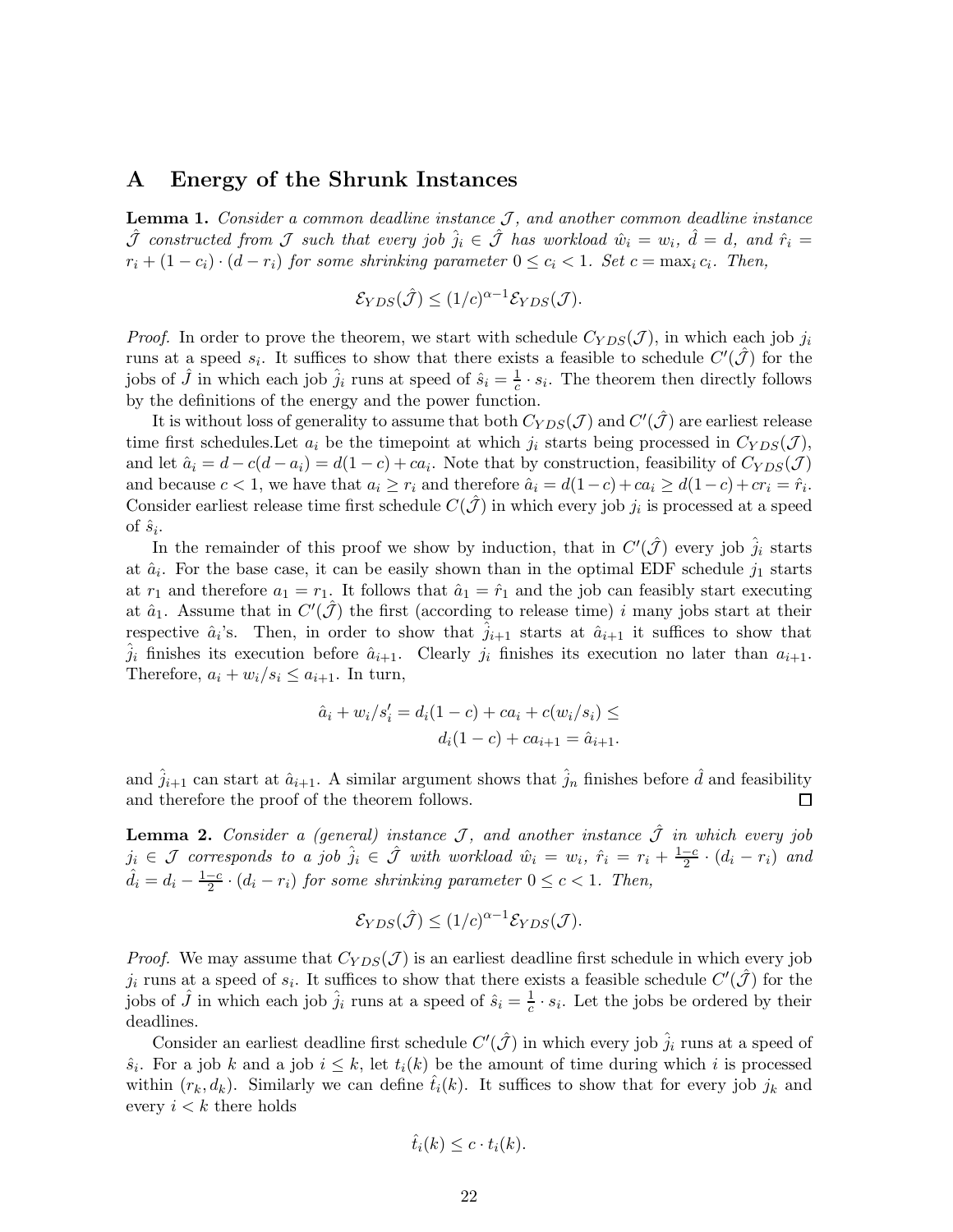## A Energy of the Shrunk Instances

**Lemma 1.** *Consider a common deadline instance $\mathcal{J}$, and another common deadline instance $\hat{\mathcal{J}}$ constructed from $\mathcal{J}$ such that every job $\hat{j}_i \in \hat{\mathcal{J}}$ has workload $\hat{w}_i = w_i$, $\hat{d} = d$, and $\hat{r}_i = r_i + (1 - c_i) \cdot (d - r_i)$ for some shrinking parameter $0 \leq c_i < 1$. Set $c = \max_i c_i$. Then,*

$$\mathcal{E}_{YDS}(\hat{\mathcal{J}}) \leq (1/c)^{\alpha-1} \mathcal{E}_{YDS}(\mathcal{J}).$$

*Proof.* In order to prove the theorem, we start with schedule $C_{YDS}(\mathcal{J})$, in which each job $j_i$ runs at a speed $s_i$. It suffices to show that there exists a feasible to schedule $C'(\hat{\mathcal{J}})$ for the jobs of $\hat{J}$ in which each job $\hat{j}_i$ runs at speed of $\hat{s}_i = \frac{1}{c} \cdot s_i$. The theorem then directly follows by the definitions of the energy and the power function.

It is without loss of generality to assume that both $C_{YDS}(\mathcal{J})$ and $C'(\hat{\mathcal{J}})$ are earliest release time first schedules.Let $a_i$ be the timepoint at which $j_i$ starts being processed in $C_{YDS}(\mathcal{J})$, and let $\hat{a}_i = d - c(d - a_i) = d(1-c) + ca_i$. Note that by construction, feasibility of $C_{YDS}(\mathcal{J})$ and because $c < 1$, we have that $a_i \geq r_i$ and therefore $\hat{a}_i = d(1-c) + ca_i \geq d(1-c) + cr_i = \hat{r}_i$. Consider earliest release time first schedule $C(\hat{\mathcal{J}})$ in which every job $j_i$ is processed at a speed of $\hat{s}_i$.

In the remainder of this proof we show by induction, that in $C'(\hat{\mathcal{J}})$ every job $\hat{j}_i$ starts at $\hat{a}_i$. For the base case, it can be easily shown than in the optimal EDF schedule $j_1$ starts at $r_1$ and therefore $a_1 = r_1$. It follows that $\hat{a}_1 = \hat{r}_1$ and the job can feasibly start executing at $\hat{a}_1$. Assume that in $C'(\hat{\mathcal{J}})$ the first (according to release time) $i$ many jobs start at their respective $\hat{a}_i$'s. Then, in order to show that $\hat{j}_{i+1}$ starts at $\hat{a}_{i+1}$ it suffices to show that $\hat{j}_i$ finishes its execution before $\hat{a}_{i+1}$. Clearly $j_i$ finishes its execution no later than $a_{i+1}$. Therefore, $a_i + w_i/s_i \leq a_{i+1}$. In turn,

$$\hat{a}_i + w_i/s'_i = d_i(1-c) + ca_i + c(w_i/s_i) \leq$$
$$d_i(1-c) + ca_{i+1} = \hat{a}_{i+1}.$$

and $\hat{j}_{i+1}$ can start at $\hat{a}_{i+1}$. A similar argument shows that $\hat{j}_n$ finishes before $\hat{d}$ and feasibility and therefore the proof of the theorem follows. □

**Lemma 2.** *Consider a (general) instance $\mathcal{J}$, and another instance $\hat{\mathcal{J}}$ in which every job $j_i \in \mathcal{J}$ corresponds to a job $\hat{j}_i \in \hat{\mathcal{J}}$ with workload $\hat{w}_i = w_i$, $\hat{r}_i = r_i + \frac{1-c}{2} \cdot (d_i - r_i)$ and $\hat{d}_i = d_i - \frac{1-c}{2} \cdot (d_i - r_i)$ for some shrinking parameter $0 \leq c < 1$. Then,*

$$\mathcal{E}_{YDS}(\hat{\mathcal{J}}) \leq (1/c)^{\alpha-1} \mathcal{E}_{YDS}(\mathcal{J}).$$

*Proof.* We may assume that $C_{YDS}(\mathcal{J})$ is an earliest deadline first schedule in which every job $j_i$ runs at a speed of $s_i$. It suffices to show that there exists a feasible schedule $C'(\hat{\mathcal{J}})$ for the jobs of $\hat{J}$ in which each job $\hat{j}_i$ runs at a speed of $\hat{s}_i = \frac{1}{c} \cdot s_i$. Let the jobs be ordered by their deadlines.

Consider an earliest deadline first schedule $C'(\hat{\mathcal{J}})$ in which every job $\hat{j}_i$ runs at a speed of $\hat{s}_i$. For a job $k$ and a job $i \leq k$, let $t_i(k)$ be the amount of time during which $i$ is processed within $(r_k, d_k)$. Similarly we can define $\hat{t}_i(k)$. It suffices to show that for every job $j_k$ and every $i < k$ there holds

$$\hat{t}_i(k) \leq c \cdot t_i(k).$$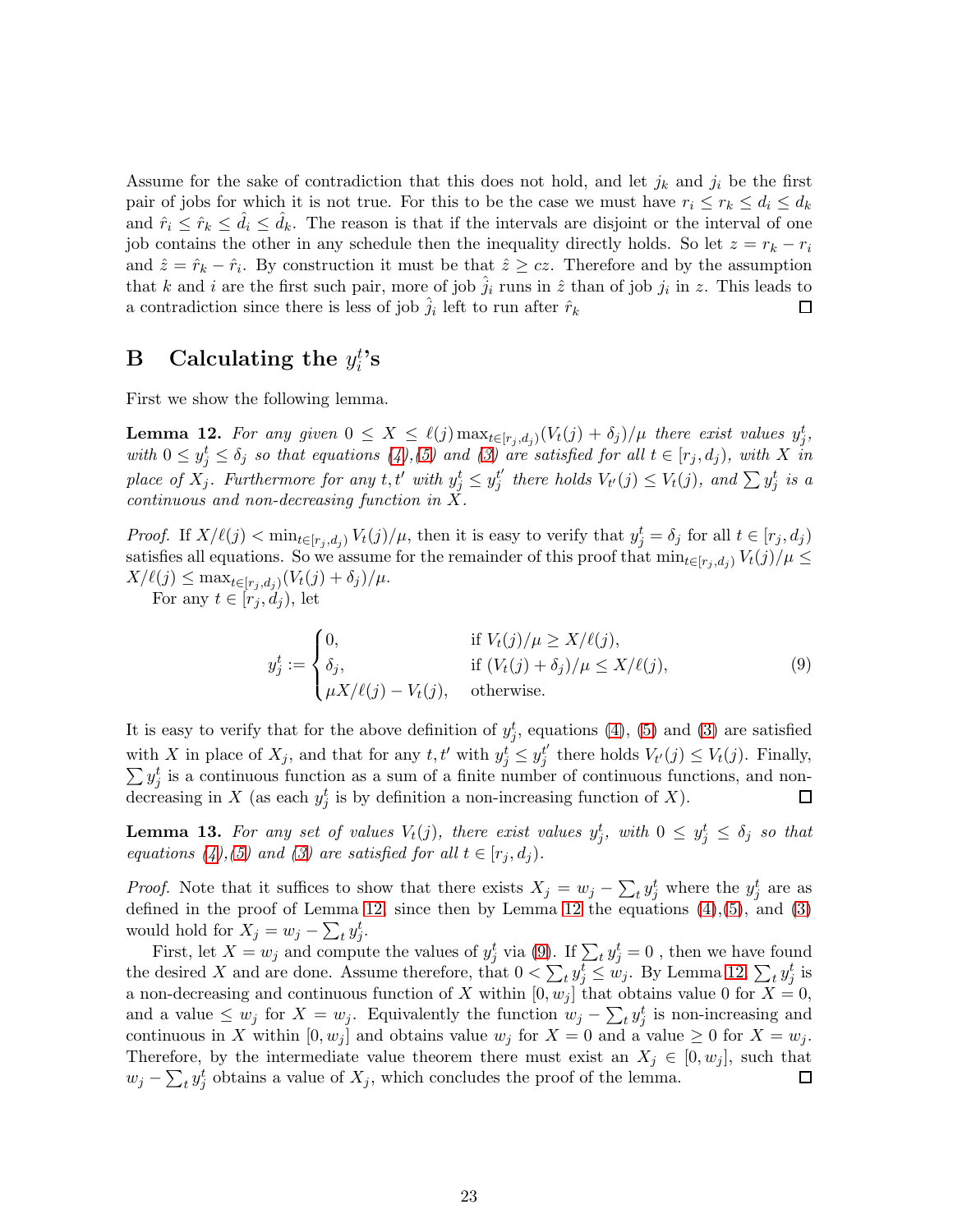Assume for the sake of contradiction that this does not hold, and let $j_k$ and $j_i$ be the first pair of jobs for which it is not true. For this to be the case we must have $r_i \leq r_k \leq d_i \leq d_k$ and $\hat{r}_i \leq \hat{r}_k \leq \hat{d}_i \leq \hat{d}_k$. The reason is that if the intervals are disjoint or the interval of one job contains the other in any schedule then the inequality directly holds. So let $z = r_k - r_i$ and $\hat{z} = \hat{r}_k - \hat{r}_i$. By construction it must be that $\hat{z} \geq cz$. Therefore and by the assumption that $k$ and $i$ are the first such pair, more of job $\hat{j}_i$ runs in $\hat{z}$ than of job $j_i$ in $z$. This leads to a contradiction since there is less of job $\hat{j}_i$ left to run after $\hat{r}_k$ ◻

# B Calculating the $y_i^t$'s

First we show the following lemma.

**Lemma 12.** *For any given $0 \leq X \leq \ell(j) \max_{t \in [r_j, d_j)} (V_t(j) + \delta_j)/\mu$ there exist values $y_j^t$, with $0 \leq y_j^t \leq \delta_j$ so that equations (4),(5) and (3) are satisfied for all $t \in [r_j, d_j)$, with $X$ in place of $X_j$. Furthermore for any $t, t'$ with $y_j^t \leq y_j^{t'}$ there holds $V_{t'}(j) \leq V_t(j)$, and $\sum y_j^t$ is a continuous and non-decreasing function in $X$.*

*Proof.* If $X/\ell(j) < \min_{t \in [r_j, d_j)} V_t(j)/\mu$, then it is easy to verify that $y_j^t = \delta_j$ for all $t \in [r_j, d_j)$ satisfies all equations. So we assume for the remainder of this proof that $\min_{t \in [r_j, d_j)} V_t(j)/\mu \leq X/\ell(j) \leq \max_{t \in [r_j, d_j)} (V_t(j) + \delta_j)/\mu$.

For any $t \in [r_j, d_j)$, let

$$y_j^t := \begin{cases} 0, & \text{if } V_t(j)/\mu \geq X/\ell(j), \\ \delta_j, & \text{if } (V_t(j) + \delta_j)/\mu \leq X/\ell(j), \\ \mu X/\ell(j) - V_t(j), & \text{otherwise.} \end{cases} \tag{9}$$

It is easy to verify that for the above definition of $y_j^t$, equations (4), (5) and (3) are satisfied with $X$ in place of $X_j$, and that for any $t, t'$ with $y_j^t \leq y_j^{t'}$ there holds $V_{t'}(j) \leq V_t(j)$. Finally, $\sum y_j^t$ is a continuous function as a sum of a finite number of continuous functions, and non-decreasing in $X$ (as each $y_j^t$ is by definition a non-increasing function of $X$). ◻

**Lemma 13.** *For any set of values $V_t(j)$, there exist values $y_j^t$, with $0 \leq y_j^t \leq \delta_j$ so that equations (4),(5) and (3) are satisfied for all $t \in [r_j, d_j)$.*

*Proof.* Note that it suffices to show that there exists $X_j = w_j - \sum_t y_j^t$ where the $y_j^t$ are as defined in the proof of Lemma 12, since then by Lemma 12 the equations (4),(5), and (3) would hold for $X_j = w_j - \sum_t y_j^t$.

First, let $X = w_j$ and compute the values of $y_j^t$ via (9). If $\sum_t y_j^t = 0$ , then we have found the desired $X$ and are done. Assume therefore, that $0 < \sum_t y_j^t \leq w_j$. By Lemma 12, $\sum_t y_j^t$ is a non-decreasing and continuous function of $X$ within $[0, w_j]$ that obtains value 0 for $X = 0$, and a value $\leq w_j$ for $X = w_j$. Equivalently the function $w_j - \sum_t y_j^t$ is non-increasing and continuous in $X$ within $[0, w_j]$ and obtains value $w_j$ for $X = 0$ and a value $\geq 0$ for $X = w_j$. Therefore, by the intermediate value theorem there must exist an $X_j \in [0, w_j]$, such that $w_j - \sum_t y_j^t$ obtains a value of $X_j$, which concludes the proof of the lemma. ◻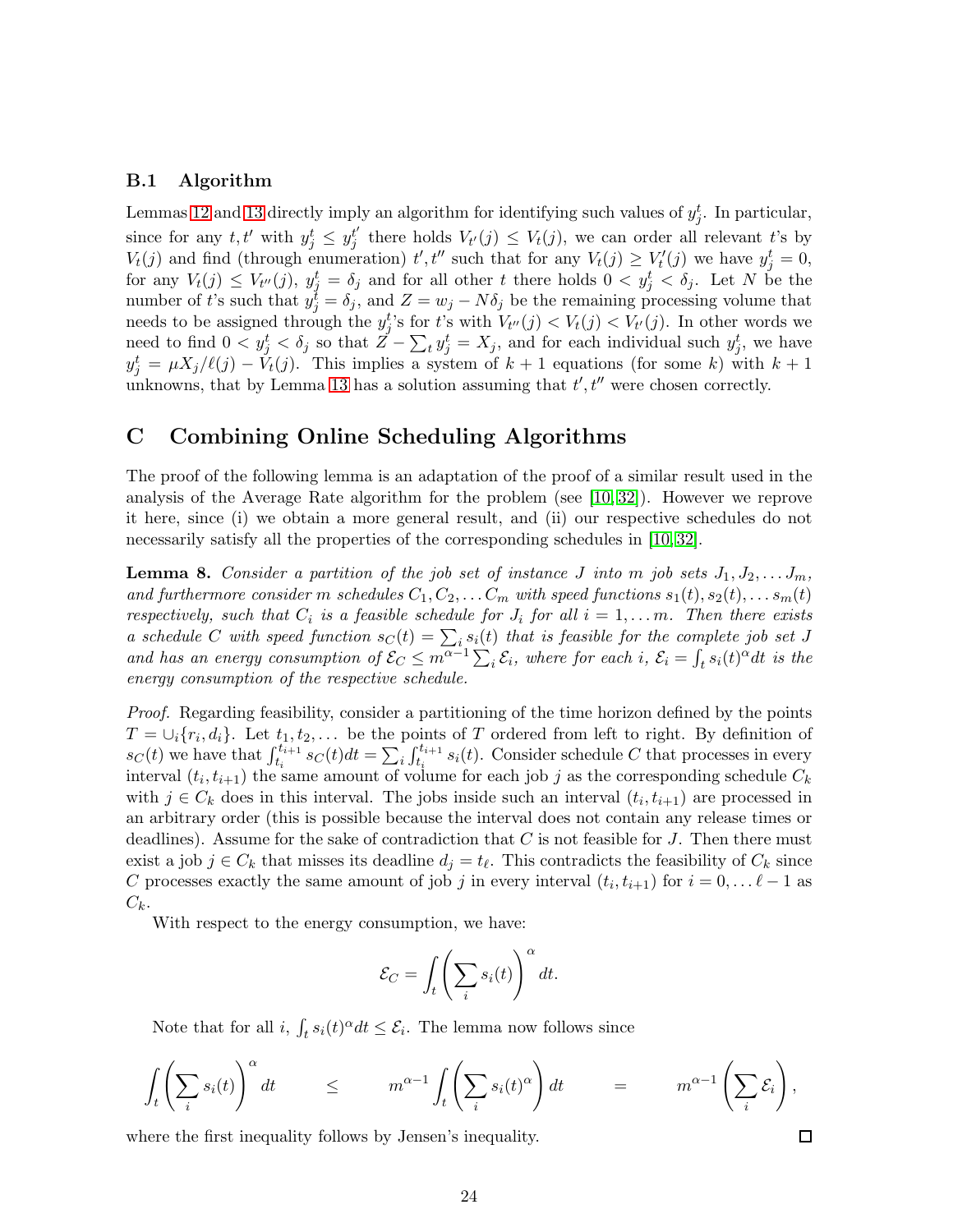### B.1 Algorithm

Lemmas 12 and 13 directly imply an algorithm for identifying such values of $y_j^t$. In particular, since for any $t, t'$ with $y_j^t \leq y_j^{t'}$ there holds $V_{t'}(j) \leq V_t(j)$, we can order all relevant $t$'s by $V_t(j)$ and find (through enumeration) $t', t''$ such that for any $V_t(j) \geq V_t'(j)$ we have $y_j^t = 0$, for any $V_t(j) \leq V_{t''}(j)$, $y_j^t = \delta_j$ and for all other $t$ there holds $0 < y_j^t < \delta_j$. Let $N$ be the number of $t$'s such that $y_j^t = \delta_j$, and $Z = w_j - N\delta_j$ be the remaining processing volume that needs to be assigned through the $y_j^t$'s for $t$'s with $V_{t''}(j) < V_t(j) < V_{t'}(j)$. In other words we need to find $0 < y_j^t < \delta_j$ so that $Z - \sum_t y_j^t = X_j$, and for each individual such $y_j^t$, we have $y_j^t = \mu X_j / \ell(j) - V_t(j)$. This implies a system of $k+1$ equations (for some $k$) with $k+1$ unknowns, that by Lemma 13 has a solution assuming that $t', t''$ were chosen correctly.

## C Combining Online Scheduling Algorithms

The proof of the following lemma is an adaptation of the proof of a similar result used in the analysis of the Average Rate algorithm for the problem (see [10, 32]). However we reprove it here, since (i) we obtain a more general result, and (ii) our respective schedules do not necessarily satisfy all the properties of the corresponding schedules in [10, 32].

**Lemma 8.** *Consider a partition of the job set of instance $J$ into $m$ job sets $J_1, J_2, \ldots J_m$, and furthermore consider $m$ schedules $C_1, C_2, \ldots C_m$ with speed functions $s_1(t), s_2(t), \ldots s_m(t)$ respectively, such that $C_i$ is a feasible schedule for $J_i$ for all $i = 1, \ldots m$. Then there exists a schedule $C$ with speed function $s_C(t) = \sum_i s_i(t)$ that is feasible for the complete job set $J$ and has an energy consumption of $\mathcal{E}_C \leq m^{\alpha-1} \sum_i \mathcal{E}_i$, where for each $i$, $\mathcal{E}_i = \int_t s_i(t)^\alpha dt$ is the energy consumption of the respective schedule.*

*Proof.* Regarding feasibility, consider a partitioning of the time horizon defined by the points $T = \cup_i \{r_i, d_i\}$. Let $t_1, t_2, \ldots$ be the points of $T$ ordered from left to right. By definition of $s_C(t)$ we have that $\int_{t_i}^{t_{i+1}} s_C(t) dt = \sum_i \int_{t_i}^{t_{i+1}} s_i(t)$. Consider schedule $C$ that processes in every interval $(t_i, t_{i+1})$ the same amount of volume for each job $j$ as the corresponding schedule $C_k$ with $j \in C_k$ does in this interval. The jobs inside such an interval $(t_i, t_{i+1})$ are processed in an arbitrary order (this is possible because the interval does not contain any release times or deadlines). Assume for the sake of contradiction that $C$ is not feasible for $J$. Then there must exist a job $j \in C_k$ that misses its deadline $d_j = t_\ell$. This contradicts the feasibility of $C_k$ since $C$ processes exactly the same amount of job $j$ in every interval $(t_i, t_{i+1})$ for $i = 0, \ldots \ell - 1$ as $C_k$.

With respect to the energy consumption, we have:

$$\mathcal{E}_C = \int_t \left( \sum_i s_i(t) \right)^\alpha dt.$$

Note that for all $i$, $\int_t s_i(t)^\alpha dt \leq \mathcal{E}_i$. The lemma now follows since

$$\int_t \left( \sum_i s_i(t) \right)^\alpha dt \quad \leq \quad m^{\alpha-1} \int_t \left( \sum_i s_i(t)^\alpha \right) dt \quad = \quad m^{\alpha-1} \left( \sum_i \mathcal{E}_i \right),$$

where the first inequality follows by Jensen's inequality. ◻